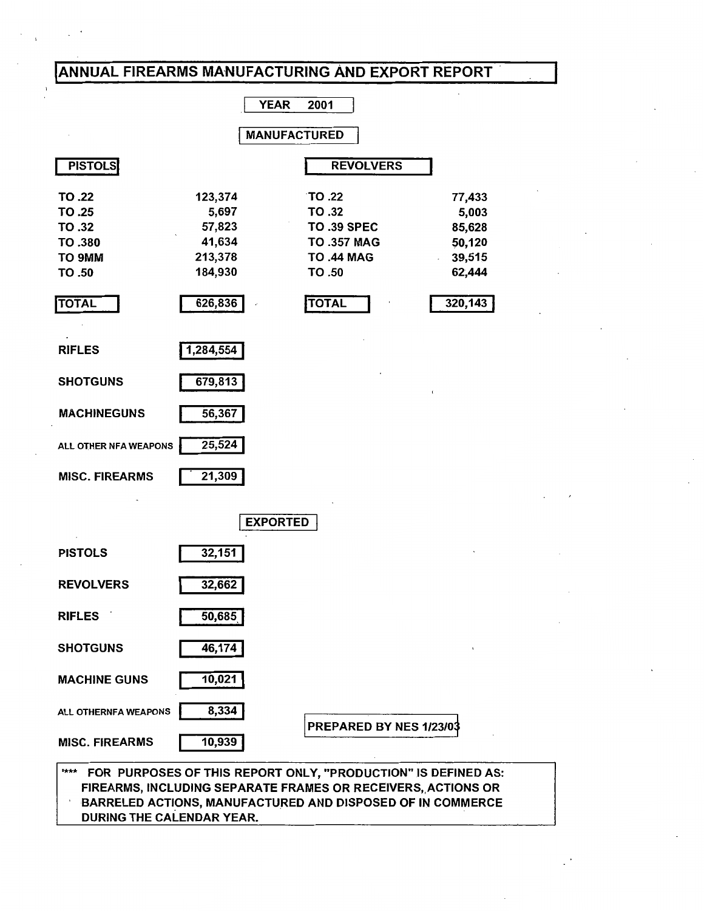# ANNUAL FIREARMS MANUFACTURING AND EXPORT REPORT

**YEAR 2001**

## MANUFACTURED

| PISTOLS | | REVOLVERS | |
|---|---|---|---|
| TO .22 | 123,374 | TO .22 | 77,433 |
| TO .25 | 5,697 | TO .32 | 5,003 |
| TO .32 | 57,823 | TO .39 SPEC | 85,628 |
| TO .380 | 41,634 | TO .357 MAG | 50,120 |
| TO 9MM | 213,378 | TO .44 MAG | 39,515 |
| TO .50 | 184,930 | TO .50 | 62,444 |
| **TOTAL** | **626,836** | **TOTAL** | **320,143** |

| | |
|---|---|
| RIFLES | 1,284,554 |
| SHOTGUNS | 679,813 |
| MACHINEGUNS | 56,367 |
| ALL OTHER NFA WEAPONS | 25,524 |
| MISC. FIREARMS | 21,309 |

## EXPORTED

| | |
|---|---|
| PISTOLS | 32,151 |
| REVOLVERS | 32,662 |
| RIFLES | 50,685 |
| SHOTGUNS | 46,174 |
| MACHINE GUNS | 10,021 |
| ALL OTHERNFA WEAPONS | 8,334 |
| MISC. FIREARMS | 10,939 |

PREPARED BY NES 1/23/03

*** FOR PURPOSES OF THIS REPORT ONLY, "PRODUCTION" IS DEFINED AS: FIREARMS, INCLUDING SEPARATE FRAMES OR RECEIVERS, ACTIONS OR BARRELED ACTIONS, MANUFACTURED AND DISPOSED OF IN COMMERCE DURING THE CALENDAR YEAR.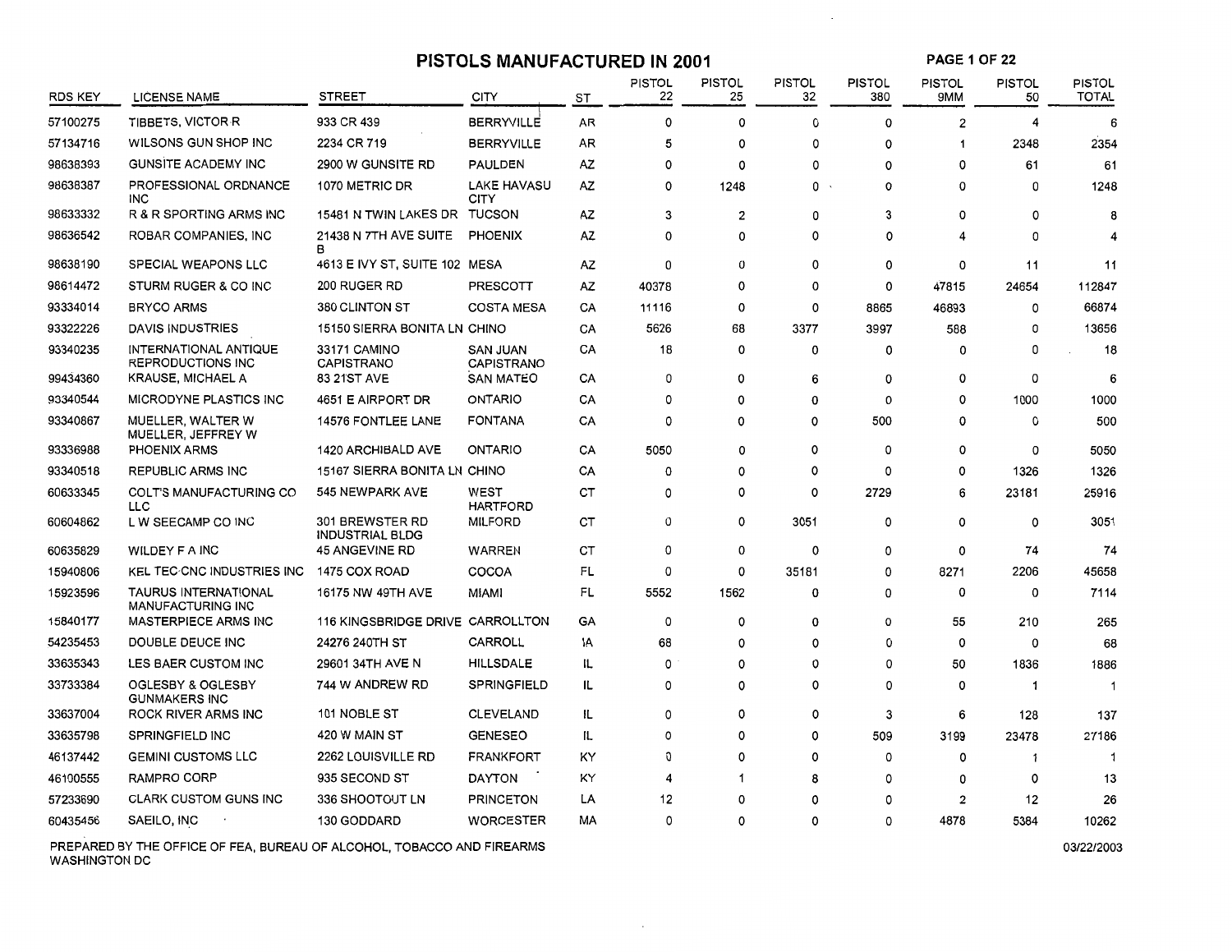# PISTOLS MANUFACTURED IN 2001

| RDS KEY | LICENSE NAME | STREET | CITY | ST | PISTOL 22 | PISTOL 25 | PISTOL 32 | PISTOL 380 | PISTOL 9MM | PISTOL 50 | PISTOL TOTAL |
|---|---|---|---|---|---|---|---|---|---|---|---|
| 57100275 | TIBBETS, VICTOR R | 933 CR 439 | BERRYVILLE | AR | 0 | 0 | 0 | 0 | 2 | 4 | 6 |
| 57134716 | WILSONS GUN SHOP INC | 2234 CR 719 | BERRYVILLE | AR | 5 | 0 | 0 | 0 | 1 | 2348 | 2354 |
| 98638393 | GUNSITE ACADEMY INC | 2900 W GUNSITE RD | PAULDEN | AZ | 0 | 0 | 0 | 0 | 0 | 61 | 61 |
| 98638387 | PROFESSIONAL ORDNANCE INC | 1070 METRIC DR | LAKE HAVASU CITY | AZ | 0 | 1248 | 0 | 0 | 0 | 0 | 1248 |
| 98633332 | R & R SPORTING ARMS INC | 15481 N TWIN LAKES DR | TUCSON | AZ | 3 | 2 | 0 | 3 | 0 | 0 | 8 |
| 98636542 | ROBAR COMPANIES, INC | 21438 N 7TH AVE SUITE B | PHOENIX | AZ | 0 | 0 | 0 | 0 | 4 | 0 | 4 |
| 98638190 | SPECIAL WEAPONS LLC | 4613 E IVY ST, SUITE 102 | MESA | AZ | 0 | 0 | 0 | 0 | 0 | 11 | 11 |
| 98614472 | STURM RUGER & CO INC | 200 RUGER RD | PRESCOTT | AZ | 40378 | 0 | 0 | 0 | 47815 | 24654 | 112847 |
| 93334014 | BRYCO ARMS | 380 CLINTON ST | COSTA MESA | CA | 11116 | 0 | 0 | 8865 | 46893 | 0 | 66874 |
| 93322226 | DAVIS INDUSTRIES | 15150 SIERRA BONITA LN | CHINO | CA | 5626 | 68 | 3377 | 3997 | 588 | 0 | 13656 |
| 93340235 | INTERNATIONAL ANTIQUE REPRODUCTIONS INC | 33171 CAMINO CAPISTRANO | SAN JUAN CAPISTRANO | CA | 18 | 0 | 0 | 0 | 0 | 0 | 18 |
| 99434360 | KRAUSE, MICHAEL A | 83 21ST AVE | SAN MATEO | CA | 0 | 0 | 6 | 0 | 0 | 0 | 6 |
| 93340544 | MICRODYNE PLASTICS INC | 4651 E AIRPORT DR | ONTARIO | CA | 0 | 0 | 0 | 0 | 0 | 1000 | 1000 |
| 93340867 | MUELLER, WALTER W MUELLER, JEFFREY W | 14576 FONTLEE LANE | FONTANA | CA | 0 | 0 | 0 | 500 | 0 | 0 | 500 |
| 93336988 | PHOENIX ARMS | 1420 ARCHIBALD AVE | ONTARIO | CA | 5050 | 0 | 0 | 0 | 0 | 0 | 5050 |
| 93340518 | REPUBLIC ARMS INC | 15167 SIERRA BONITA LN | CHINO | CA | 0 | 0 | 0 | 0 | 0 | 1326 | 1326 |
| 60633345 | COLT'S MANUFACTURING CO LLC | 545 NEWPARK AVE | WEST HARTFORD | CT | 0 | 0 | 0 | 2729 | 6 | 23181 | 25916 |
| 60604862 | L W SEECAMP CO INC | 301 BREWSTER RD INDUSTRIAL BLDG | MILFORD | CT | 0 | 0 | 3051 | 0 | 0 | 0 | 3051 |
| 60635829 | WILDEY F A INC | 45 ANGEVINE RD | WARREN | CT | 0 | 0 | 0 | 0 | 0 | 74 | 74 |
| 15940806 | KEL TEC CNC INDUSTRIES INC | 1475 COX ROAD | COCOA | FL | 0 | 0 | 35181 | 0 | 8271 | 2206 | 45658 |
| 15923596 | TAURUS INTERNATIONAL MANUFACTURING INC | 16175 NW 49TH AVE | MIAMI | FL | 5552 | 1562 | 0 | 0 | 0 | 0 | 7114 |
| 15840177 | MASTERPIECE ARMS INC | 116 KINGSBRIDGE DRIVE | CARROLLTON | GA | 0 | 0 | 0 | 0 | 55 | 210 | 265 |
| 54235453 | DOUBLE DEUCE INC | 24276 240TH ST | CARROLL | IA | 68 | 0 | 0 | 0 | 0 | 0 | 68 |
| 33635343 | LES BAER CUSTOM INC | 29601 34TH AVE N | HILLSDALE | IL | 0 | 0 | 0 | 0 | 50 | 1836 | 1886 |
| 33733384 | OGLESBY & OGLESBY GUNMAKERS INC | 744 W ANDREW RD | SPRINGFIELD | IL | 0 | 0 | 0 | 0 | 0 | 1 | 1 |
| 33637004 | ROCK RIVER ARMS INC | 101 NOBLE ST | CLEVELAND | IL | 0 | 0 | 0 | 3 | 6 | 128 | 137 |
| 33635798 | SPRINGFIELD INC | 420 W MAIN ST | GENESEO | IL | 0 | 0 | 0 | 509 | 3199 | 23478 | 27186 |
| 46137442 | GEMINI CUSTOMS LLC | 2262 LOUISVILLE RD | FRANKFORT | KY | 0 | 0 | 0 | 0 | 0 | 1 | 1 |
| 46100555 | RAMPRO CORP | 935 SECOND ST | DAYTON | KY | 4 | 1 | 8 | 0 | 0 | 0 | 13 |
| 57233690 | CLARK CUSTOM GUNS INC | 336 SHOOTOUT LN | PRINCETON | LA | 12 | 0 | 0 | 0 | 2 | 12 | 26 |
| 60435456 | SAEILO, INC | 130 GODDARD | WORCESTER | MA | 0 | 0 | 0 | 0 | 4878 | 5384 | 10262 |

PREPARED BY THE OFFICE OF FEA, BUREAU OF ALCOHOL, TOBACCO AND FIREARMS
WASHINGTON DC

03/22/2003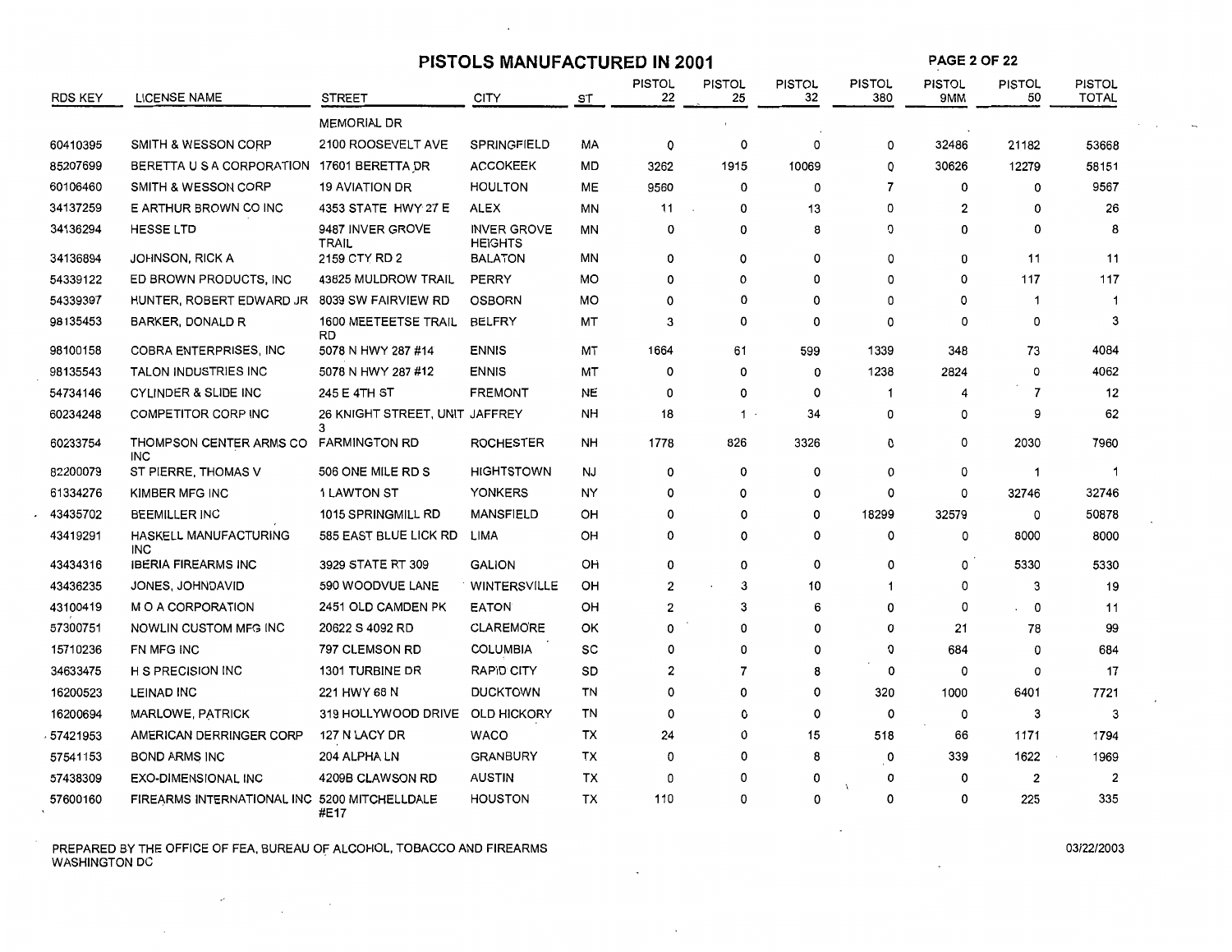# PISTOLS MANUFACTURED IN 2001

| RDS KEY | LICENSE NAME | STREET | CITY | ST | PISTOL 22 | PISTOL 25 | PISTOL 32 | PISTOL 380 | PISTOL 9MM | PISTOL 50 | PISTOL TOTAL |
|---|---|---|---|---|---|---|---|---|---|---|---|
| | | MEMORIAL DR | | | | | | | | | |
| 60410395 | SMITH & WESSON CORP | 2100 ROOSEVELT AVE | SPRINGFIELD | MA | 0 | 0 | 0 | 0 | 32486 | 21182 | 53668 |
| 85207699 | BERETTA U S A CORPORATION | 17601 BERETTA DR | ACCOKEEK | MD | 3262 | 1915 | 10069 | 0 | 30626 | 12279 | 58151 |
| 60106460 | SMITH & WESSON CORP | 19 AVIATION DR | HOULTON | ME | 9560 | 0 | 0 | 7 | 0 | 0 | 9567 |
| 34137259 | E ARTHUR BROWN CO INC | 4353 STATE HWY 27 E | ALEX | MN | 11 | 0 | 13 | 0 | 2 | 0 | 26 |
| 34136294 | HESSE LTD | 9487 INVER GROVE TRAIL | INVER GROVE HEIGHTS | MN | 0 | 0 | 8 | 0 | 0 | 0 | 8 |
| 34136894 | JOHNSON, RICK A | 2159 CTY RD 2 | BALATON | MN | 0 | 0 | 0 | 0 | 0 | 11 | 11 |
| 54339122 | ED BROWN PRODUCTS, INC | 43825 MULDROW TRAIL | PERRY | MO | 0 | 0 | 0 | 0 | 0 | 117 | 117 |
| 54339397 | HUNTER, ROBERT EDWARD JR | 8039 SW FAIRVIEW RD | OSBORN | MO | 0 | 0 | 0 | 0 | 0 | 1 | 1 |
| 98135453 | BARKER, DONALD R | 1600 MEETEETSE TRAIL RD | BELFRY | MT | 3 | 0 | 0 | 0 | 0 | 0 | 3 |
| 98100158 | COBRA ENTERPRISES, INC | 5078 N HWY 287 #14 | ENNIS | MT | 1664 | 61 | 599 | 1339 | 348 | 73 | 4084 |
| 98135543 | TALON INDUSTRIES INC | 5078 N HWY 287 #12 | ENNIS | MT | 0 | 0 | 0 | 1238 | 2824 | 0 | 4062 |
| 54734146 | CYLINDER & SLIDE INC | 245 E 4TH ST | FREMONT | NE | 0 | 0 | 0 | 1 | 4 | 7 | 12 |
| 60234248 | COMPETITOR CORP INC | 26 KNIGHT STREET, UNIT 3 | JAFFREY | NH | 18 | 1 | 34 | 0 | 0 | 9 | 62 |
| 60233754 | THOMPSON CENTER ARMS CO INC | FARMINGTON RD | ROCHESTER | NH | 1778 | 826 | 3326 | 0 | 0 | 2030 | 7960 |
| 82200079 | ST PIERRE, THOMAS V | 506 ONE MILE RD S | HIGHTSTOWN | NJ | 0 | 0 | 0 | 0 | 0 | 1 | 1 |
| 61334276 | KIMBER MFG INC | 1 LAWTON ST | YONKERS | NY | 0 | 0 | 0 | 0 | 0 | 32746 | 32746 |
| 43435702 | BEEMILLER INC | 1015 SPRINGMILL RD | MANSFIELD | OH | 0 | 0 | 0 | 18299 | 32579 | 0 | 50878 |
| 43419291 | HASKELL MANUFACTURING INC | 585 EAST BLUE LICK RD | LIMA | OH | 0 | 0 | 0 | 0 | 0 | 8000 | 8000 |
| 43434316 | IBERIA FIREARMS INC | 3929 STATE RT 309 | GALION | OH | 0 | 0 | 0 | 0 | 0 | 5330 | 5330 |
| 43436235 | JONES, JOHNDAVID | 590 WOODVUE LANE | WINTERSVILLE | OH | 2 | 3 | 10 | 1 | 0 | 3 | 19 |
| 43100419 | M O A CORPORATION | 2451 OLD CAMDEN PK | EATON | OH | 2 | 3 | 6 | 0 | 0 | 0 | 11 |
| 57300751 | NOWLIN CUSTOM MFG INC | 20622 S 4092 RD | CLAREMORE | OK | 0 | 0 | 0 | 0 | 21 | 78 | 99 |
| 15710236 | FN MFG INC | 797 CLEMSON RD | COLUMBIA | SC | 0 | 0 | 0 | 0 | 684 | 0 | 684 |
| 34633475 | H S PRECISION INC | 1301 TURBINE DR | RAPID CITY | SD | 2 | 7 | 8 | 0 | 0 | 0 | 17 |
| 16200523 | LEINAD INC | 221 HWY 68 N | DUCKTOWN | TN | 0 | 0 | 0 | 320 | 1000 | 6401 | 7721 |
| 16200694 | MARLOWE, PATRICK | 319 HOLLYWOOD DRIVE | OLD HICKORY | TN | 0 | 0 | 0 | 0 | 0 | 3 | 3 |
| 57421953 | AMERICAN DERRINGER CORP | 127 N LACY DR | WACO | TX | 24 | 0 | 15 | 518 | 66 | 1171 | 1794 |
| 57541153 | BOND ARMS INC | 204 ALPHA LN | GRANBURY | TX | 0 | 0 | 8 | 0 | 339 | 1622 | 1969 |
| 57438309 | EXO-DIMENSIONAL INC | 4209B CLAWSON RD | AUSTIN | TX | 0 | 0 | 0 | 0 | 0 | 2 | 2 |
| 57600160 | FIREARMS INTERNATIONAL INC | 5200 MITCHELLDALE #E17 | HOUSTON | TX | 110 | 0 | 0 | 0 | 0 | 225 | 335 |

PREPARED BY THE OFFICE OF FEA, BUREAU OF ALCOHOL, TOBACCO AND FIREARMS
WASHINGTON DC

03/22/2003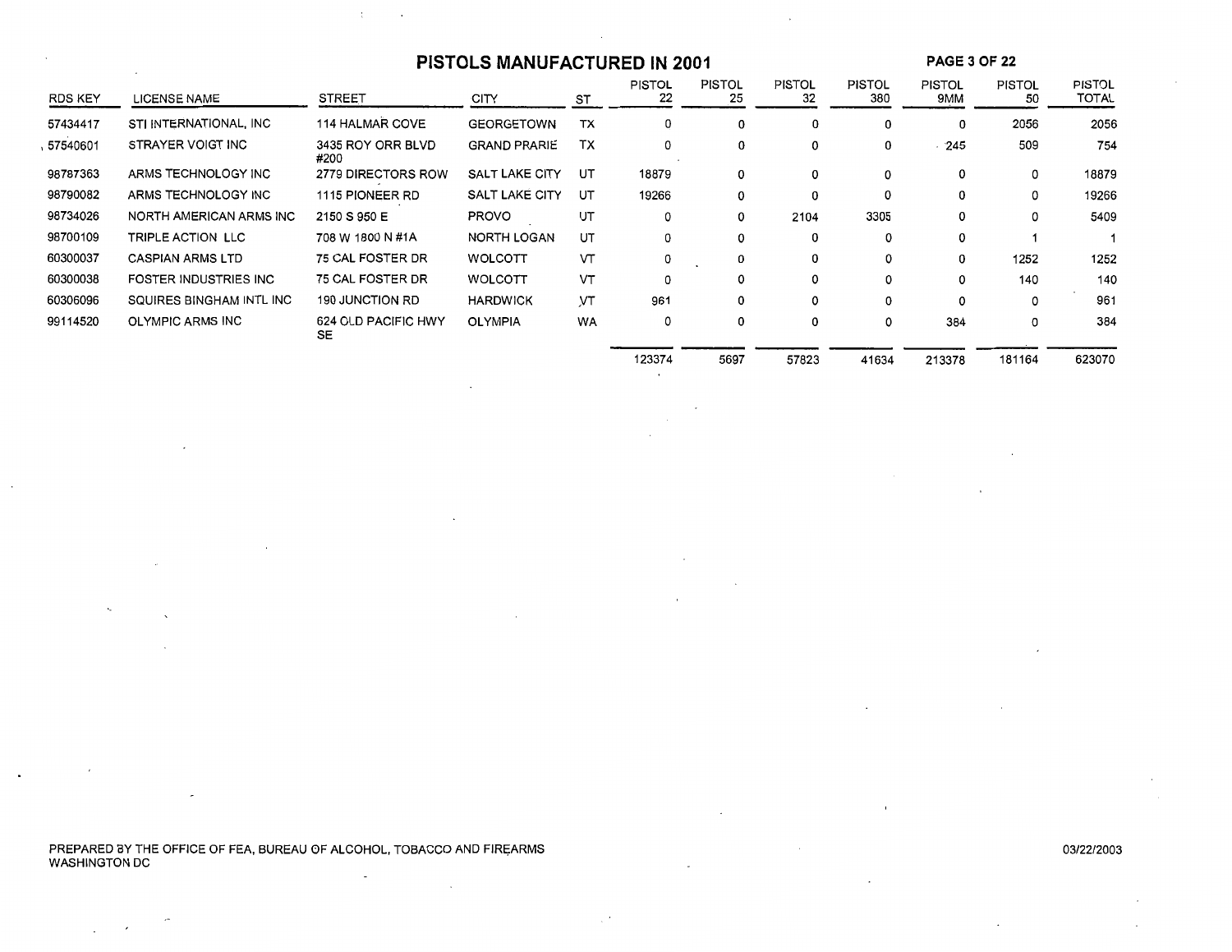# PISTOLS MANUFACTURED IN 2001

| RDS KEY | LICENSE NAME | STREET | CITY | ST | PISTOL 22 | PISTOL 25 | PISTOL 32 | PISTOL 380 | PISTOL 9MM | PISTOL 50 | PISTOL TOTAL |
|---|---|---|---|---|---|---|---|---|---|---|---|
| 57434417 | STI INTERNATIONAL, INC | 114 HALMAR COVE | GEORGETOWN | TX | 0 | 0 | 0 | 0 | 0 | 2056 | 2056 |
| 57540601 | STRAYER VOIGT INC | 3435 ROY ORR BLVD #200 | GRAND PRARIE | TX | 0 | 0 | 0 | 0 | 245 | 509 | 754 |
| 98787363 | ARMS TECHNOLOGY INC | 2779 DIRECTORS ROW | SALT LAKE CITY | UT | 18879 | 0 | 0 | 0 | 0 | 0 | 18879 |
| 98790082 | ARMS TECHNOLOGY INC | 1115 PIONEER RD | SALT LAKE CITY | UT | 19266 | 0 | 0 | 0 | 0 | 0 | 19266 |
| 98734026 | NORTH AMERICAN ARMS INC | 2150 S 950 E | PROVO | UT | 0 | 0 | 2104 | 3305 | 0 | 0 | 5409 |
| 98700109 | TRIPLE ACTION LLC | 708 W 1800 N #1A | NORTH LOGAN | UT | 0 | 0 | 0 | 0 | 0 | 1 | 1 |
| 60300037 | CASPIAN ARMS LTD | 75 CAL FOSTER DR | WOLCOTT | VT | 0 | 0 | 0 | 0 | 0 | 1252 | 1252 |
| 60300038 | FOSTER INDUSTRIES INC | 75 CAL FOSTER DR | WOLCOTT | VT | 0 | 0 | 0 | 0 | 0 | 140 | 140 |
| 60306096 | SQUIRES BINGHAM INTL INC | 190 JUNCTION RD | HARDWICK | VT | 961 | 0 | 0 | 0 | 0 | 0 | 961 |
| 99114520 | OLYMPIC ARMS INC | 624 OLD PACIFIC HWY SE | OLYMPIA | WA | 0 | 0 | 0 | 0 | 384 | 0 | 384 |
| | | | | | 123374 | 5697 | 57823 | 41634 | 213378 | 181164 | 623070 |

PREPARED BY THE OFFICE OF FEA, BUREAU OF ALCOHOL, TOBACCO AND FIREARMS
WASHINGTON DC

03/22/2003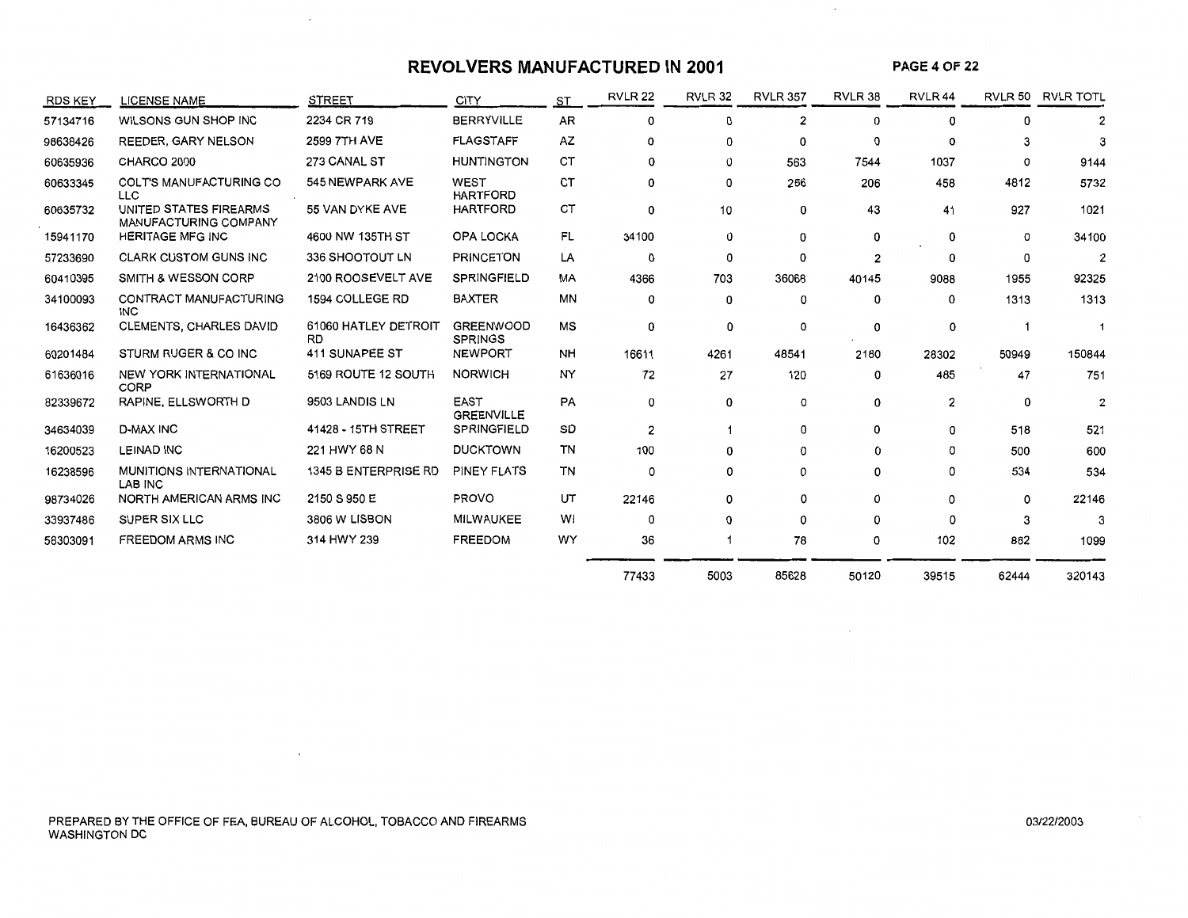# REVOLVERS MANUFACTURED IN 2001

| RDS KEY | LICENSE NAME | STREET | CITY | ST | RVLR 22 | RVLR 32 | RVLR 357 | RVLR 38 | RVLR 44 | RVLR 50 | RVLR TOTL |
|---|---|---|---|---|---|---|---|---|---|---|---|
| 57134716 | WILSONS GUN SHOP INC | 2234 CR 719 | BERRYVILLE | AR | 0 | 0 | 2 | 0 | 0 | 0 | 2 |
| 98638426 | REEDER, GARY NELSON | 2599 7TH AVE | FLAGSTAFF | AZ | 0 | 0 | 0 | 0 | 0 | 3 | 3 |
| 60635936 | CHARCO 2000 | 273 CANAL ST | HUNTINGTON | CT | 0 | 0 | 563 | 7544 | 1037 | 0 | 9144 |
| 60633345 | COLT'S MANUFACTURING CO LLC | 545 NEWPARK AVE | WEST HARTFORD | CT | 0 | 0 | 256 | 206 | 458 | 4812 | 5732 |
| 60635732 | UNITED STATES FIREARMS MANUFACTURING COMPANY | 55 VAN DYKE AVE | HARTFORD | CT | 0 | 10 | 0 | 43 | 41 | 927 | 1021 |
| 15941170 | HERITAGE MFG INC | 4600 NW 135TH ST | OPA LOCKA | FL | 34100 | 0 | 0 | 0 | 0 | 0 | 34100 |
| 57233690 | CLARK CUSTOM GUNS INC | 336 SHOOTOUT LN | PRINCETON | LA | 0 | 0 | 0 | 2 | 0 | 0 | 2 |
| 60410395 | SMITH & WESSON CORP | 2100 ROOSEVELT AVE | SPRINGFIELD | MA | 4366 | 703 | 36068 | 40145 | 9088 | 1955 | 92325 |
| 34100093 | CONTRACT MANUFACTURING INC | 1594 COLLEGE RD | BAXTER | MN | 0 | 0 | 0 | 0 | 0 | 1313 | 1313 |
| 16436362 | CLEMENTS, CHARLES DAVID | 61060 HATLEY DETROIT RD | GREENWOOD SPRINGS | MS | 0 | 0 | 0 | 0 | 0 | 1 | 1 |
| 60201484 | STURM RUGER & CO INC | 411 SUNAPEE ST | NEWPORT | NH | 16611 | 4261 | 48541 | 2180 | 28302 | 50949 | 150844 |
| 61636016 | NEW YORK INTERNATIONAL CORP | 5169 ROUTE 12 SOUTH | NORWICH | NY | 72 | 27 | 120 | 0 | 485 | 47 | 751 |
| 82339672 | RAPINE, ELLSWORTH D | 9503 LANDIS LN | EAST GREENVILLE | PA | 0 | 0 | 0 | 0 | 2 | 0 | 2 |
| 34634039 | D-MAX INC | 41428 - 15TH STREET | SPRINGFIELD | SD | 2 | 1 | 0 | 0 | 0 | 518 | 521 |
| 16200523 | LEINAD INC | 221 HWY 68 N | DUCKTOWN | TN | 100 | 0 | 0 | 0 | 0 | 500 | 600 |
| 16238596 | MUNITIONS INTERNATIONAL LAB INC | 1345 B ENTERPRISE RD | PINEY FLATS | TN | 0 | 0 | 0 | 0 | 0 | 534 | 534 |
| 98734026 | NORTH AMERICAN ARMS INC | 2150 S 950 E | PROVO | UT | 22146 | 0 | 0 | 0 | 0 | 0 | 22146 |
| 33937486 | SUPER SIX LLC | 3806 W LISBON | MILWAUKEE | WI | 0 | 0 | 0 | 0 | 0 | 3 | 3 |
| 58303091 | FREEDOM ARMS INC | 314 HWY 239 | FREEDOM | WY | 36 | 1 | 78 | 0 | 102 | 882 | 1099 |
| | | | | | 77433 | 5003 | 85628 | 50120 | 39515 | 62444 | 320143 |

PREPARED BY THE OFFICE OF FEA, BUREAU OF ALCOHOL, TOBACCO AND FIREARMS
WASHINGTON DC

03/22/2003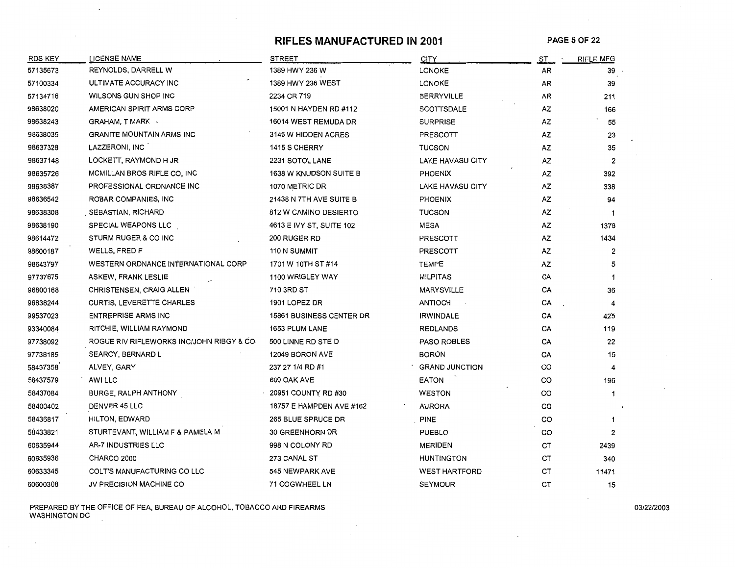# RIFLES MANUFACTURED IN 2001

| RDS KEY | LICENSE NAME | STREET | CITY | ST | RIFLE MFG |
|---|---|---|---|---|---|
| 57135673 | REYNOLDS, DARRELL W | 1389 HWY 236 W | LONOKE | AR | 39 |
| 57100334 | ULTIMATE ACCURACY INC | 1389 HWY 236 WEST | LONOKE | AR | 39 |
| 57134716 | WILSONS GUN SHOP INC | 2234 CR 719 | BERRYVILLE | AR | 211 |
| 98638020 | AMERICAN SPIRIT ARMS CORP | 15001 N HAYDEN RD #112 | SCOTTSDALE | AZ | 166 |
| 98638243 | GRAHAM, T MARK | 16014 WEST REMUDA DR | SURPRISE | AZ | 55 |
| 98638035 | GRANITE MOUNTAIN ARMS INC | 3145 W HIDDEN ACRES | PRESCOTT | AZ | 23 |
| 98637328 | LAZZERONI, INC | 1415 S CHERRY | TUCSON | AZ | 35 |
| 98637148 | LOCKETT, RAYMOND H JR | 2231 SOTOL LANE | LAKE HAVASU CITY | AZ | 2 |
| 98635726 | MCMILLAN BROS RIFLE CO, INC | 1638 W KNUDSON SUITE B | PHOENIX | AZ | 392 |
| 98638387 | PROFESSIONAL ORDNANCE INC | 1070 METRIC DR | LAKE HAVASU CITY | AZ | 338 |
| 98636542 | ROBAR COMPANIES, INC | 21438 N 7TH AVE SUITE B | PHOENIX | AZ | 94 |
| 98638308 | SEBASTIAN, RICHARD | 812 W CAMINO DESIERTO | TUCSON | AZ | 1 |
| 98638190 | SPECIAL WEAPONS LLC | 4613 E IVY ST, SUITE 102 | MESA | AZ | 1378 |
| 98614472 | STURM RUGER & CO INC | 200 RUGER RD | PRESCOTT | AZ | 1434 |
| 98600187 | WELLS, FRED F | 110 N SUMMIT | PRESCOTT | AZ | 2 |
| 98643797 | WESTERN ORDNANCE INTERNATIONAL CORP | 1701 W 10TH ST #14 | TEMPE | AZ | 5 |
| 97737675 | ASKEW, FRANK LESLIE | 1100 WRIGLEY WAY | MILPITAS | CA | 1 |
| 96800168 | CHRISTENSEN, CRAIG ALLEN | 710 3RD ST | MARYSVILLE | CA | 36 |
| 96838244 | CURTIS, LEVERETTE CHARLES | 1901 LOPEZ DR | ANTIOCH | CA | 4 |
| 99537023 | ENTREPRISE ARMS INC | 15861 BUSINESS CENTER DR | IRWINDALE | CA | 425 |
| 93340084 | RITCHIE, WILLIAM RAYMOND | 1653 PLUM LANE | REDLANDS | CA | 119 |
| 97738092 | ROGUE RIV RIFLEWORKS INC/JOHN RIBGY & CO | 500 LINNE RD STE D | PASO ROBLES | CA | 22 |
| 97738185 | SEARCY, BERNARD L | 12049 BORON AVE | BORON | CA | 15 |
| 58437358 | ALVEY, GARY | 237 27 1/4 RD #1 | GRAND JUNCTION | CO | 4 |
| 58437579 | AWI LLC | 600 OAK AVE | EATON | CO | 196 |
| 58437084 | BURGE, RALPH ANTHONY | 20951 COUNTY RD #30 | WESTON | CO | 1 |
| 58400402 | DENVER 45 LLC | 18757 E HAMPDEN AVE #162 | AURORA | CO | |
| 58436817 | HILTON, EDWARD | 265 BLUE SPRUCE DR | PINE | CO | 1 |
| 58433821 | STURTEVANT, WILLIAM F & PAMELA M | 30 GREENHORN DR | PUEBLO | CO | 2 |
| 60635944 | AR-7 INDUSTRIES LLC | 998 N COLONY RD | MERIDEN | CT | 2439 |
| 60635936 | CHARCO 2000 | 273 CANAL ST | HUNTINGTON | CT | 340 |
| 60633345 | COLT'S MANUFACTURING CO LLC | 545 NEWPARK AVE | WEST HARTFORD | CT | 11471 |
| 60600308 | JV PRECISION MACHINE CO | 71 COGWHEEL LN | SEYMOUR | CT | 15 |

PREPARED BY THE OFFICE OF FEA, BUREAU OF ALCOHOL, TOBACCO AND FIREARMS
WASHINGTON DC

03/22/2003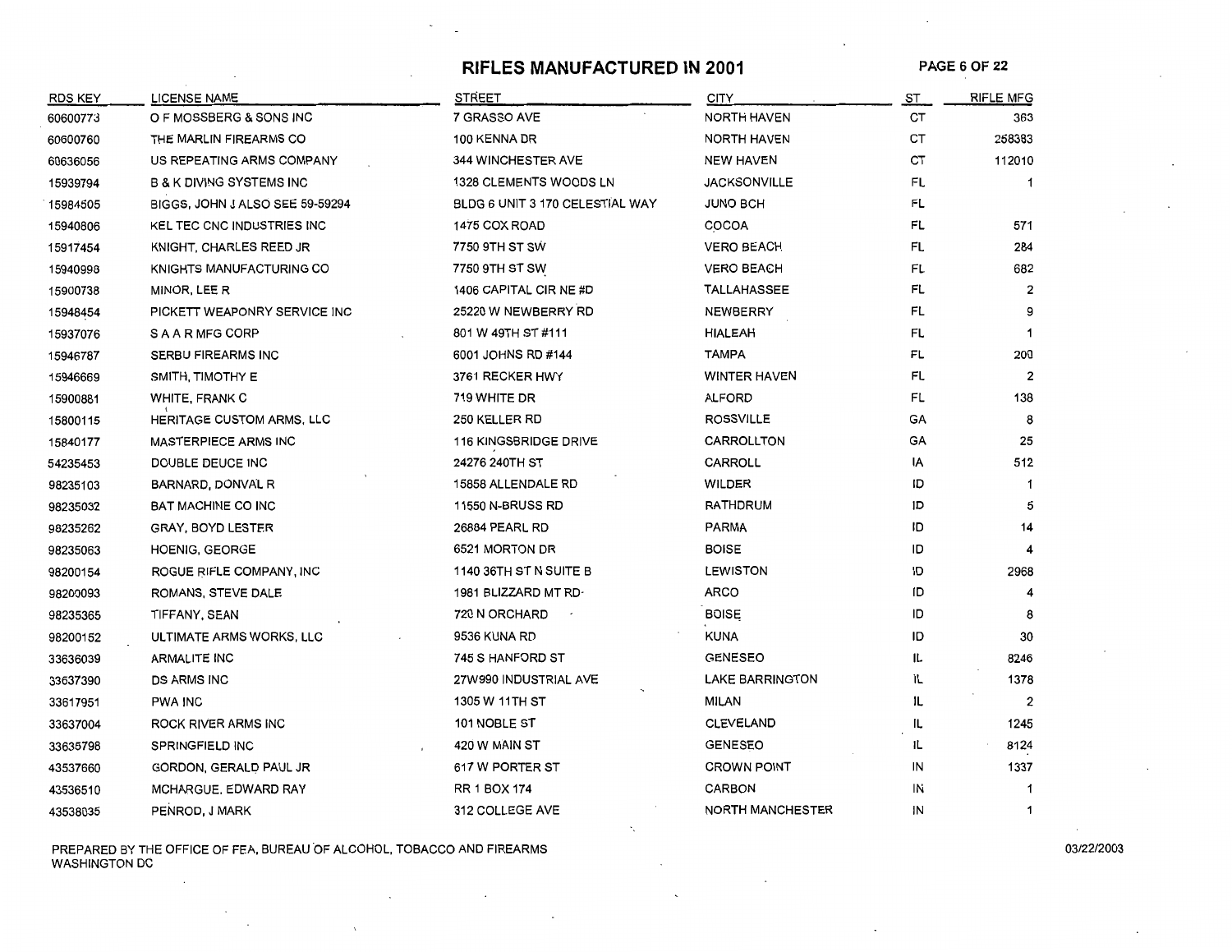# RIFLES MANUFACTURED IN 2001

| RDS KEY | LICENSE NAME | STREET | CITY | ST | RIFLE MFG |
|---|---|---|---|---|---|
| 60600773 | O F MOSSBERG & SONS INC | 7 GRASSO AVE | NORTH HAVEN | CT | 363 |
| 60600760 | THE MARLIN FIREARMS CO | 100 KENNA DR | NORTH HAVEN | CT | 258383 |
| 60636056 | US REPEATING ARMS COMPANY | 344 WINCHESTER AVE | NEW HAVEN | CT | 112010 |
| 15939794 | B & K DIVING SYSTEMS INC | 1328 CLEMENTS WOODS LN | JACKSONVILLE | FL | 1 |
| 15984505 | BIGGS, JOHN J ALSO SEE 59-59294 | BLDG 6 UNIT 3 170 CELESTIAL WAY | JUNO BCH | FL | |
| 15940806 | KEL TEC CNC INDUSTRIES INC | 1475 COX ROAD | COCOA | FL | 571 |
| 15917454 | KNIGHT, CHARLES REED JR | 7750 9TH ST SW | VERO BEACH | FL | 284 |
| 15940998 | KNIGHTS MANUFACTURING CO | 7750 9TH ST SW | VERO BEACH | FL | 682 |
| 15900738 | MINOR, LEE R | 1406 CAPITAL CIR NE #D | TALLAHASSEE | FL | 2 |
| 15948454 | PICKETT WEAPONRY SERVICE INC | 25220 W NEWBERRY RD | NEWBERRY | FL | 9 |
| 15937076 | S A A R MFG CORP | 801 W 49TH ST #111 | HIALEAH | FL | 1 |
| 15946787 | SERBU FIREARMS INC | 6001 JOHNS RD #144 | TAMPA | FL | 200 |
| 15946669 | SMITH, TIMOTHY E | 3761 RECKER HWY | WINTER HAVEN | FL | 2 |
| 15900881 | WHITE, FRANK C | 719 WHITE DR | ALFORD | FL | 138 |
| 15800115 | HERITAGE CUSTOM ARMS, LLC | 250 KELLER RD | ROSSVILLE | GA | 8 |
| 15840177 | MASTERPIECE ARMS INC | 116 KINGSBRIDGE DRIVE | CARROLLTON | GA | 25 |
| 54235453 | DOUBLE DEUCE INC | 24276 240TH ST | CARROLL | IA | 512 |
| 98235103 | BARNARD, DONVAL R | 15858 ALLENDALE RD | WILDER | ID | 1 |
| 98235032 | BAT MACHINE CO INC | 11550 N-BRUSS RD | RATHDRUM | ID | 5 |
| 98235262 | GRAY, BOYD LESTER | 26884 PEARL RD | PARMA | ID | 14 |
| 98235063 | HOENIG, GEORGE | 6521 MORTON DR | BOISE | ID | 4 |
| 98200154 | ROGUE RIFLE COMPANY, INC | 1140 36TH ST N SUITE B | LEWISTON | ID | 2968 |
| 98200093 | ROMANS, STEVE DALE | 1981 BLIZZARD MT RD | ARCO | ID | 4 |
| 98235365 | TIFFANY, SEAN | 720 N ORCHARD | BOISE | ID | 8 |
| 98200152 | ULTIMATE ARMS WORKS, LLC | 9536 KUNA RD | KUNA | ID | 30 |
| 33636039 | ARMALITE INC | 745 S HANFORD ST | GENESEO | IL | 8246 |
| 33637390 | DS ARMS INC | 27W990 INDUSTRIAL AVE | LAKE BARRINGTON | IL | 1378 |
| 33617951 | PWA INC | 1305 W 11TH ST | MILAN | IL | 2 |
| 33637004 | ROCK RIVER ARMS INC | 101 NOBLE ST | CLEVELAND | IL | 1245 |
| 33635798 | SPRINGFIELD INC | 420 W MAIN ST | GENESEO | IL | 8124 |
| 43537660 | GORDON, GERALD PAUL JR | 617 W PORTER ST | CROWN POINT | IN | 1337 |
| 43536510 | MCHARGUE, EDWARD RAY | RR 1 BOX 174 | CARBON | IN | 1 |
| 43538035 | PENROD, J MARK | 312 COLLEGE AVE | NORTH MANCHESTER | IN | 1 |

PREPARED BY THE OFFICE OF FEA, BUREAU OF ALCOHOL, TOBACCO AND FIREARMS
WASHINGTON DC

03/22/2003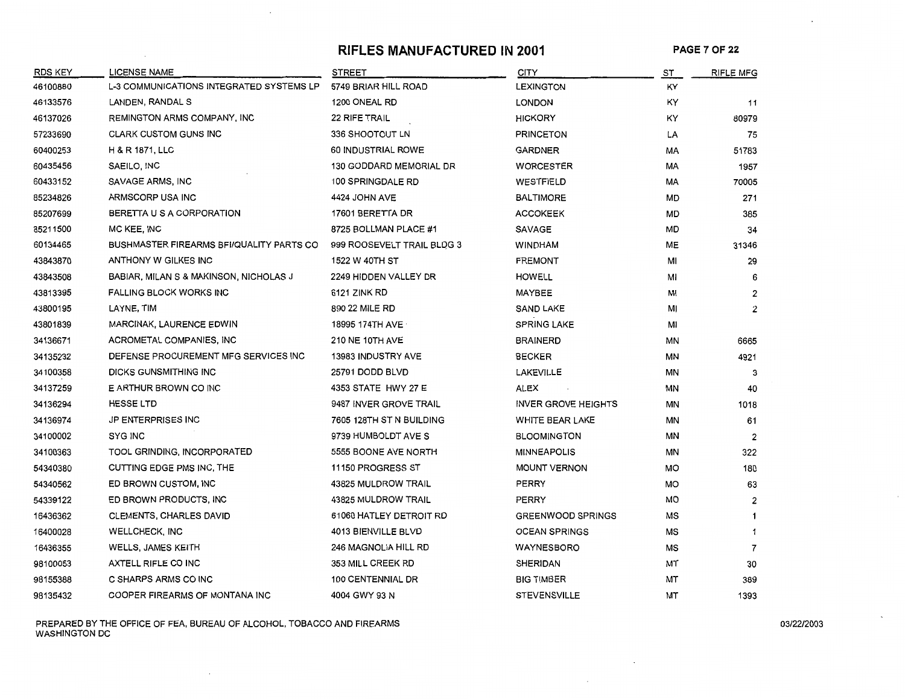# RIFLES MANUFACTURED IN 2001

| RDS KEY | LICENSE NAME | STREET | CITY | ST | RIFLE MFG |
|---|---|---|---|---|---|
| 46100880 | L-3 COMMUNICATIONS INTEGRATED SYSTEMS LP | 5749 BRIAR HILL ROAD | LEXINGTON | KY | |
| 46133576 | LANDEN, RANDAL S | 1200 ONEAL RD | LONDON | KY | 11 |
| 46137026 | REMINGTON ARMS COMPANY, INC | 22 RIFE TRAIL | HICKORY | KY | 80979 |
| 57233690 | CLARK CUSTOM GUNS INC | 336 SHOOTOUT LN | PRINCETON | LA | 75 |
| 60400253 | H & R 1871, LLC | 60 INDUSTRIAL ROWE | GARDNER | MA | 51783 |
| 60435456 | SAEILO, INC | 130 GODDARD MEMORIAL DR | WORCESTER | MA | 1957 |
| 60433152 | SAVAGE ARMS, INC | 100 SPRINGDALE RD | WESTFIELD | MA | 70005 |
| 85234826 | ARMSCORP USA INC | 4424 JOHN AVE | BALTIMORE | MD | 271 |
| 85207699 | BERETTA U S A CORPORATION | 17601 BERETTA DR | ACCOKEEK | MD | 385 |
| 85211500 | MC KEE, INC | 8725 BOLLMAN PLACE #1 | SAVAGE | MD | 34 |
| 60134465 | BUSHMASTER FIREARMS BFI/QUALITY PARTS CO | 999 ROOSEVELT TRAIL BLDG 3 | WINDHAM | ME | 31346 |
| 43843870 | ANTHONY W GILKES INC | 1522 W 40TH ST | FREMONT | MI | 29 |
| 43843508 | BABIAR, MILAN S & MAKINSON, NICHOLAS J | 2249 HIDDEN VALLEY DR | HOWELL | MI | 6 |
| 43813395 | FALLING BLOCK WORKS INC | 6121 ZINK RD | MAYBEE | MI | 2 |
| 43800195 | LAYNE, TIM | 890 22 MILE RD | SAND LAKE | MI | 2 |
| 43801839 | MARCINAK, LAURENCE EDWIN | 18995 174TH AVE | SPRING LAKE | MI | |
| 34136671 | ACROMETAL COMPANIES, INC | 210 NE 10TH AVE | BRAINERD | MN | 6665 |
| 34135232 | DEFENSE PROCUREMENT MFG SERVICES INC | 13983 INDUSTRY AVE | BECKER | MN | 4921 |
| 34100358 | DICKS GUNSMITHING INC | 25791 DODD BLVD | LAKEVILLE | MN | 3 |
| 34137259 | E ARTHUR BROWN CO INC | 4353 STATE HWY 27 E | ALEX | MN | 40 |
| 34136294 | HESSE LTD | 9487 INVER GROVE TRAIL | INVER GROVE HEIGHTS | MN | 1018 |
| 34136974 | JP ENTERPRISES INC | 7605 128TH ST N BUILDING | WHITE BEAR LAKE | MN | 61 |
| 34100002 | SYG INC | 9739 HUMBOLDT AVE S | BLOOMINGTON | MN | 2 |
| 34100363 | TOOL GRINDING, INCORPORATED | 5555 BOONE AVE NORTH | MINNEAPOLIS | MN | 322 |
| 54340380 | CUTTING EDGE PMS INC, THE | 11150 PROGRESS ST | MOUNT VERNON | MO | 180 |
| 54340562 | ED BROWN CUSTOM, INC | 43825 MULDROW TRAIL | PERRY | MO | 63 |
| 54339122 | ED BROWN PRODUCTS, INC | 43825 MULDROW TRAIL | PERRY | MO | 2 |
| 16436362 | CLEMENTS, CHARLES DAVID | 61060 HATLEY DETROIT RD | GREENWOOD SPRINGS | MS | 1 |
| 16400028 | WELLCHECK, INC | 4013 BIENVILLE BLVD | OCEAN SPRINGS | MS | 1 |
| 16436355 | WELLS, JAMES KEITH | 246 MAGNOLIA HILL RD | WAYNESBORO | MS | 7 |
| 98100053 | AXTELL RIFLE CO INC | 353 MILL CREEK RD | SHERIDAN | MT | 30 |
| 98155388 | C SHARPS ARMS CO INC | 100 CENTENNIAL DR | BIG TIMBER | MT | 389 |
| 98135432 | COOPER FIREARMS OF MONTANA INC | 4004 GWY 93 N | STEVENSVILLE | MT | 1393 |

PREPARED BY THE OFFICE OF FEA, BUREAU OF ALCOHOL, TOBACCO AND FIREARMS
WASHINGTON DC

03/22/2003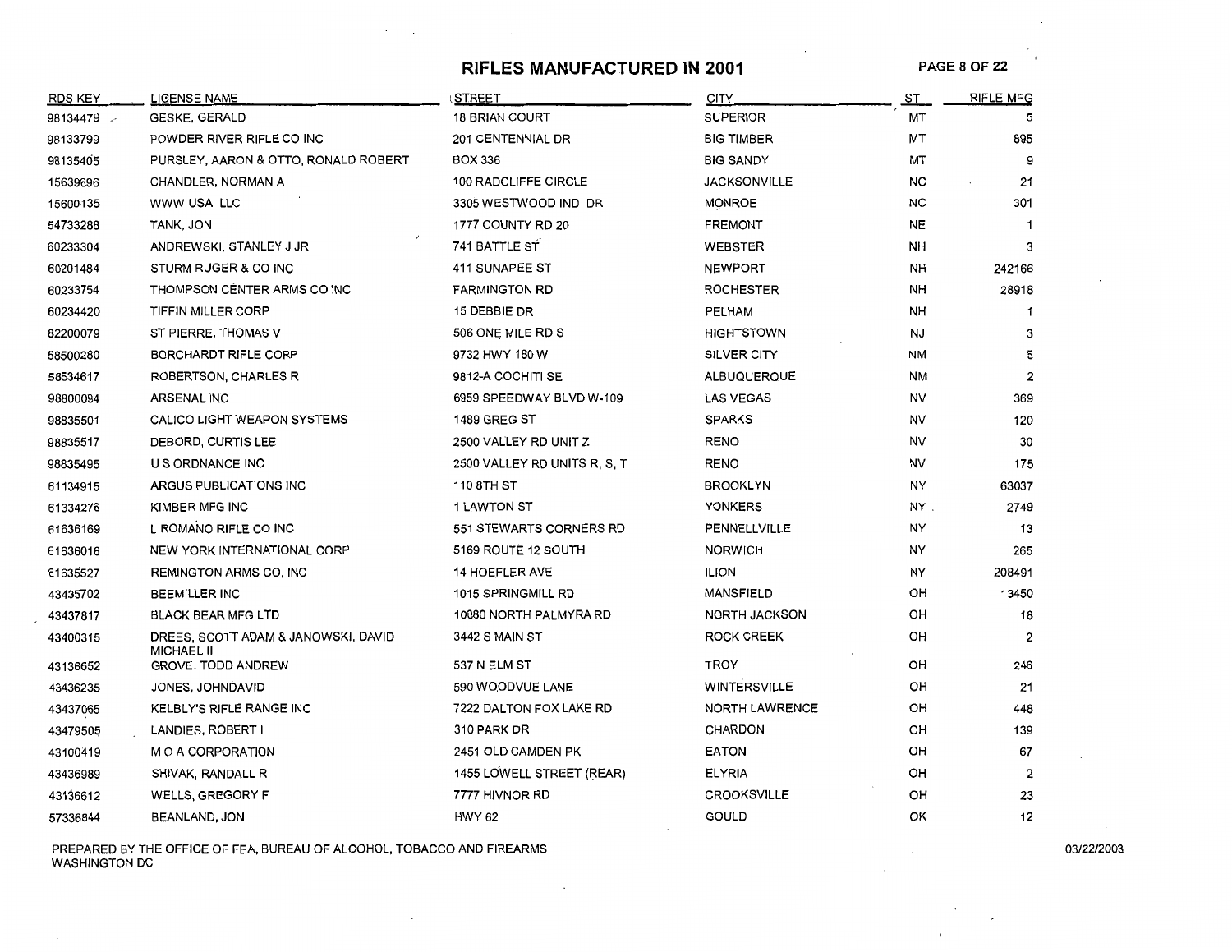# RIFLES MANUFACTURED IN 2001

| RDS KEY | LICENSE NAME | STREET | CITY | ST | RIFLE MFG |
|---|---|---|---|---|---|
| 98134479 | GESKE, GERALD | 18 BRIAN COURT | SUPERIOR | MT | 5 |
| 98133799 | POWDER RIVER RIFLE CO INC | 201 CENTENNIAL DR | BIG TIMBER | MT | 895 |
| 98135405 | PURSLEY, AARON & OTTO, RONALD ROBERT | BOX 336 | BIG SANDY | MT | 9 |
| 15639696 | CHANDLER, NORMAN A | 100 RADCLIFFE CIRCLE | JACKSONVILLE | NC | 21 |
| 15600135 | WWW USA LLC | 3305 WESTWOOD IND DR | MONROE | NC | 301 |
| 54733288 | TANK, JON | 1777 COUNTY RD 20 | FREMONT | NE | 1 |
| 60233304 | ANDREWSKI, STANLEY J JR | 741 BATTLE ST | WEBSTER | NH | 3 |
| 60201484 | STURM RUGER & CO INC | 411 SUNAPEE ST | NEWPORT | NH | 242166 |
| 60233754 | THOMPSON CENTER ARMS CO INC | FARMINGTON RD | ROCHESTER | NH | 28918 |
| 60234420 | TIFFIN MILLER CORP | 15 DEBBIE DR | PELHAM | NH | 1 |
| 82200079 | ST PIERRE, THOMAS V | 506 ONE MILE RD S | HIGHTSTOWN | NJ | 3 |
| 58500280 | BORCHARDT RIFLE CORP | 9732 HWY 180 W | SILVER CITY | NM | 5 |
| 58534617 | ROBERTSON, CHARLES R | 9812-A COCHITI SE | ALBUQUERQUE | NM | 2 |
| 98800094 | ARSENAL INC | 6959 SPEEDWAY BLVD W-109 | LAS VEGAS | NV | 369 |
| 98835501 | CALICO LIGHT WEAPON SYSTEMS | 1489 GREG ST | SPARKS | NV | 120 |
| 98835517 | DEBORD, CURTIS LEE | 2500 VALLEY RD UNIT Z | RENO | NV | 30 |
| 98835495 | U S ORDNANCE INC | 2500 VALLEY RD UNITS R, S, T | RENO | NV | 175 |
| 61134915 | ARGUS PUBLICATIONS INC | 110 8TH ST | BROOKLYN | NY | 63037 |
| 61334276 | KIMBER MFG INC | 1 LAWTON ST | YONKERS | NY | 2749 |
| 61636169 | L ROMANO RIFLE CO INC | 551 STEWARTS CORNERS RD | PENNELLVILLE | NY | 13 |
| 61636016 | NEW YORK INTERNATIONAL CORP | 5169 ROUTE 12 SOUTH | NORWICH | NY | 265 |
| 61635527 | REMINGTON ARMS CO, INC | 14 HOEFLER AVE | ILION | NY | 208491 |
| 43435702 | BEEMILLER INC | 1015 SPRINGMILL RD | MANSFIELD | OH | 13450 |
| 43437817 | BLACK BEAR MFG LTD | 10080 NORTH PALMYRA RD | NORTH JACKSON | OH | 18 |
| 43400315 | DREES, SCOTT ADAM & JANOWSKI, DAVID MICHAEL II | 3442 S MAIN ST | ROCK CREEK | OH | 2 |
| 43136652 | GROVE, TODD ANDREW | 537 N ELM ST | TROY | OH | 246 |
| 43436235 | JONES, JOHNDAVID | 590 WOODVUE LANE | WINTERSVILLE | OH | 21 |
| 43437065 | KELBLY'S RIFLE RANGE INC | 7222 DALTON FOX LAKE RD | NORTH LAWRENCE | OH | 448 |
| 43479505 | LANDIES, ROBERT I | 310 PARK DR | CHARDON | OH | 139 |
| 43100419 | M O A CORPORATION | 2451 OLD CAMDEN PK | EATON | OH | 67 |
| 43436989 | SHIVAK, RANDALL R | 1455 LOWELL STREET (REAR) | ELYRIA | OH | 2 |
| 43136612 | WELLS, GREGORY F | 7777 HIVNOR RD | CROOKSVILLE | OH | 23 |
| 57336844 | BEANLAND, JON | HWY 62 | GOULD | OK | 12 |

PREPARED BY THE OFFICE OF FEA, BUREAU OF ALCOHOL, TOBACCO AND FIREARMS
WASHINGTON DC

03/22/2003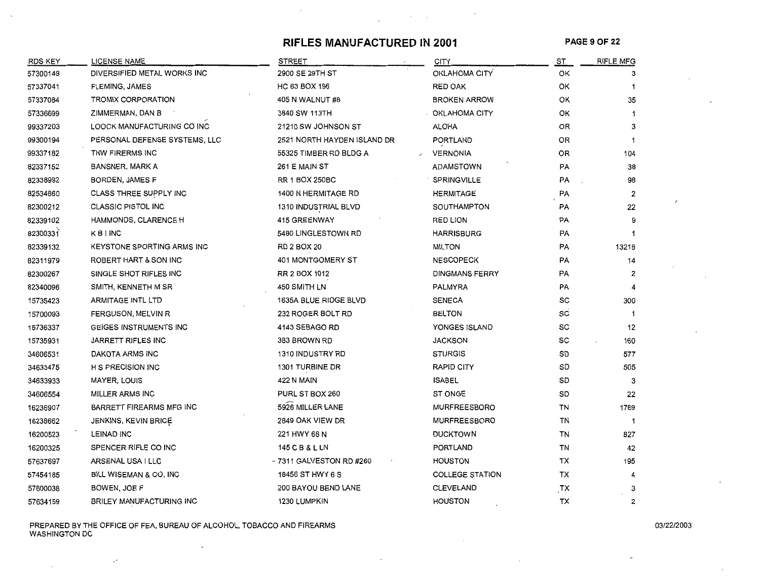# RIFLES MANUFACTURED IN 2001

| RDS KEY | LICENSE NAME | STREET | CITY | ST | RIFLE MFG |
|---|---|---|---|---|---|
| 57300149 | DIVERSIFIED METAL WORKS INC | 2900 SE 29TH ST | OKLAHOMA CITY | OK | 3 |
| 57337041 | FLEMING, JAMES | HC 63 BOX 196 | RED OAK | OK | 1 |
| 57337084 | TROMIX CORPORATION | 405 N WALNUT #8 | BROKEN ARROW | OK | 35 |
| 57336699 | ZIMMERMAN, DAN B | 3840 SW 113TH | OKLAHOMA CITY | OK | 1 |
| 99337203 | LOOCK MANUFACTURING CO INC | 21210 SW JOHNSON ST | ALOHA | OR | 3 |
| 99300194 | PERSONAL DEFENSE SYSTEMS, LLC | 2521 NORTH HAYDEN ISLAND DR | PORTLAND | OR | 1 |
| 99337182 | TNW FIRERMS INC | 55325 TIMBER RD BLDG A | VERNONIA | OR | 104 |
| 82337152 | BANSNER, MARK A | 261 E MAIN ST | ADAMSTOWN | PA | 38 |
| 82338992 | BORDEN, JAMES F | RR 1 BOX 250BC | SPRINGVILLE | PA | 98 |
| 82534860 | CLASS THREE SUPPLY INC | 1400 N HERMITAGE RD | HERMITAGE | PA | 2 |
| 82300212 | CLASSIC PISTOL INC | 1310 INDUSTRIAL BLVD | SOUTHAMPTON | PA | 22 |
| 82339102 | HAMMONDS, CLARENCE H | 415 GREENWAY | RED LION | PA | 9 |
| 82300331 | K B I INC | 5490 LINGLESTOWN RD | HARRISBURG | PA | 1 |
| 82339132 | KEYSTONE SPORTING ARMS INC | RD 2 BOX 20 | MILTON | PA | 13218 |
| 82311979 | ROBERT HART & SON INC | 401 MONTGOMERY ST | NESCOPECK | PA | 14 |
| 82300267 | SINGLE SHOT RIFLES INC | RR 2 BOX 1012 | DINGMANS FERRY | PA | 2 |
| 82340096 | SMITH, KENNETH M SR | 450 SMITH LN | PALMYRA | PA | 4 |
| 15735423 | ARMITAGE INTL LTD | 1635A BLUE RIDGE BLVD | SENECA | SC | 300 |
| 15700093 | FERGUSON, MELVIN R | 232 ROGER BOLT RD | BELTON | SC | 1 |
| 15736337 | GEIGES INSTRUMENTS INC | 4143 SEBAGO RD | YONGES ISLAND | SC | 12 |
| 15735931 | JARRETT RIFLES INC | 383 BROWN RD | JACKSON | SC | 160 |
| 34606531 | DAKOTA ARMS INC | 1310 INDUSTRY RD | STURGIS | SD | 577 |
| 34633475 | H S PRECISION INC | 1301 TURBINE DR | RAPID CITY | SD | 505 |
| 34633933 | MAYER, LOUIS | 422 N MAIN | ISABEL | SD | 3 |
| 34606554 | MILLER ARMS INC | PURL ST BOX 260 | ST ONGE | SD | 22 |
| 16236907 | BARRETT FIREARMS MFG INC | 5926 MILLER LANE | MURFREESBORO | TN | 1769 |
| 16238662 | JENKINS, KEVIN BRICE | 2849 OAK VIEW DR | MURFREESBORO | TN | 1 |
| 16200523 | LEINAD INC | 221 HWY 68 N | DUCKTOWN | TN | 827 |
| 16200325 | SPENCER RIFLE CO INC | 145 C B & L LN | PORTLAND | TN | 42 |
| 57637697 | ARSENAL USA I LLC | 7311 GALVESTON RD #260 | HOUSTON | TX | 195 |
| 57454185 | BILL WISEMAN & CO, INC | 18456 ST HWY 6 S | COLLEGE STATION | TX | 4 |
| 57600038 | BOWEN, JOE F | 200 BAYOU BEND LANE | CLEVELAND | TX | 3 |
| 57634159 | BRILEY MANUFACTURING INC | 1230 LUMPKIN | HOUSTON | TX | 2 |

PREPARED BY THE OFFICE OF FEA, BUREAU OF ALCOHOL, TOBACCO AND FIREARMS
WASHINGTON DC

03/22/2003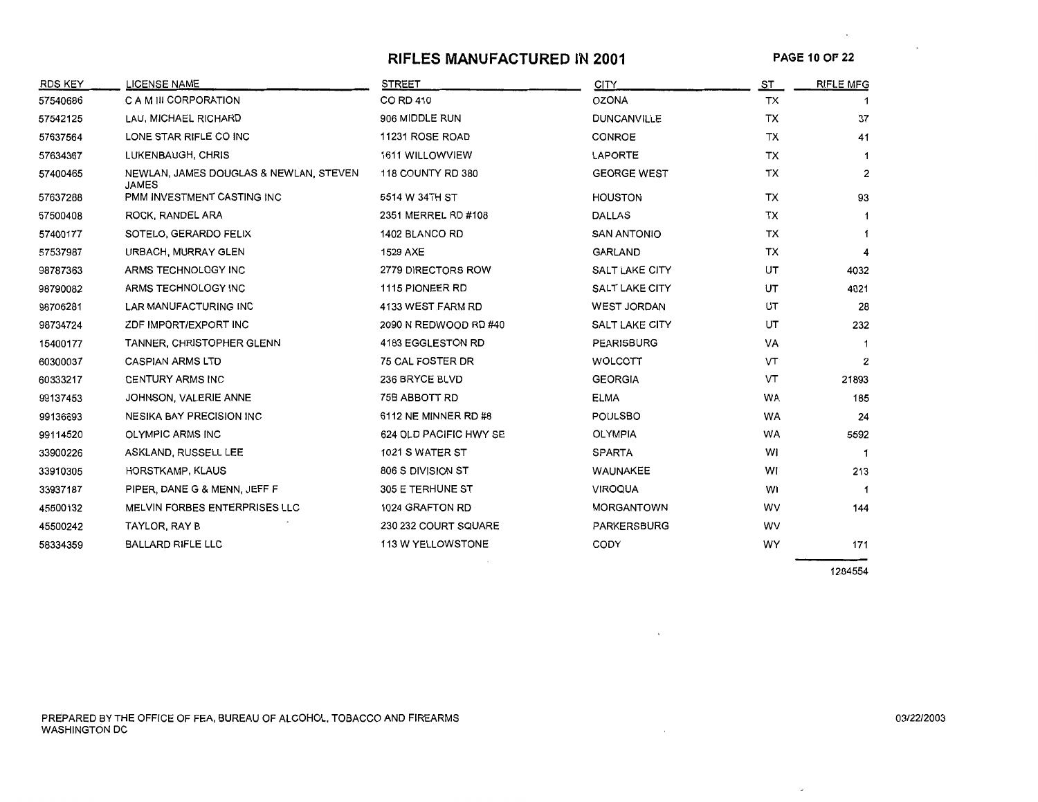# RIFLES MANUFACTURED IN 2001

| RDS KEY | LICENSE NAME | STREET | CITY | ST | RIFLE MFG |
|---|---|---|---|---|---|
| 57540686 | C A M III CORPORATION | CO RD 410 | OZONA | TX | 1 |
| 57542125 | LAU, MICHAEL RICHARD | 906 MIDDLE RUN | DUNCANVILLE | TX | 37 |
| 57637564 | LONE STAR RIFLE CO INC | 11231 ROSE ROAD | CONROE | TX | 41 |
| 57634367 | LUKENBAUGH, CHRIS | 1611 WILLOWVIEW | LAPORTE | TX | 1 |
| 57400465 | NEWLAN, JAMES DOUGLAS & NEWLAN, STEVEN JAMES | 118 COUNTY RD 380 | GEORGE WEST | TX | 2 |
| 57637288 | PMM INVESTMENT CASTING INC | 5514 W 34TH ST | HOUSTON | TX | 93 |
| 57500408 | ROCK, RANDEL ARA | 2351 MERREL RD #108 | DALLAS | TX | 1 |
| 57400177 | SOTELO, GERARDO FELIX | 1402 BLANCO RD | SAN ANTONIO | TX | 1 |
| 57537987 | URBACH, MURRAY GLEN | 1529 AXE | GARLAND | TX | 4 |
| 98787363 | ARMS TECHNOLOGY INC | 2779 DIRECTORS ROW | SALT LAKE CITY | UT | 4032 |
| 98790082 | ARMS TECHNOLOGY INC | 1115 PIONEER RD | SALT LAKE CITY | UT | 4021 |
| 98706281 | LAR MANUFACTURING INC | 4133 WEST FARM RD | WEST JORDAN | UT | 28 |
| 98734724 | ZDF IMPORT/EXPORT INC | 2090 N REDWOOD RD #40 | SALT LAKE CITY | UT | 232 |
| 15400177 | TANNER, CHRISTOPHER GLENN | 4183 EGGLESTON RD | PEARISBURG | VA | 1 |
| 60300037 | CASPIAN ARMS LTD | 75 CAL FOSTER DR | WOLCOTT | VT | 2 |
| 60333217 | CENTURY ARMS INC | 236 BRYCE BLVD | GEORGIA | VT | 21893 |
| 99137453 | JOHNSON, VALERIE ANNE | 75B ABBOTT RD | ELMA | WA | 185 |
| 99136693 | NESIKA BAY PRECISION INC | 6112 NE MINNER RD #8 | POULSBO | WA | 24 |
| 99114520 | OLYMPIC ARMS INC | 624 OLD PACIFIC HWY SE | OLYMPIA | WA | 5592 |
| 33900226 | ASKLAND, RUSSELL LEE | 1021 S WATER ST | SPARTA | WI | 1 |
| 33910305 | HORSTKAMP, KLAUS | 806 S DIVISION ST | WAUNAKEE | WI | 213 |
| 33937187 | PIPER, DANE G & MENN, JEFF F | 305 E TERHUNE ST | VIROQUA | WI | 1 |
| 45500132 | MELVIN FORBES ENTERPRISES LLC | 1024 GRAFTON RD | MORGANTOWN | WV | 144 |
| 45500242 | TAYLOR, RAY B | 230 232 COURT SQUARE | PARKERSBURG | WV | |
| 58334359 | BALLARD RIFLE LLC | 113 W YELLOWSTONE | CODY | WY | 171 |
| | | | | | 1284554 |

PREPARED BY THE OFFICE OF FEA, BUREAU OF ALCOHOL, TOBACCO AND FIREARMS
WASHINGTON DC

03/22/2003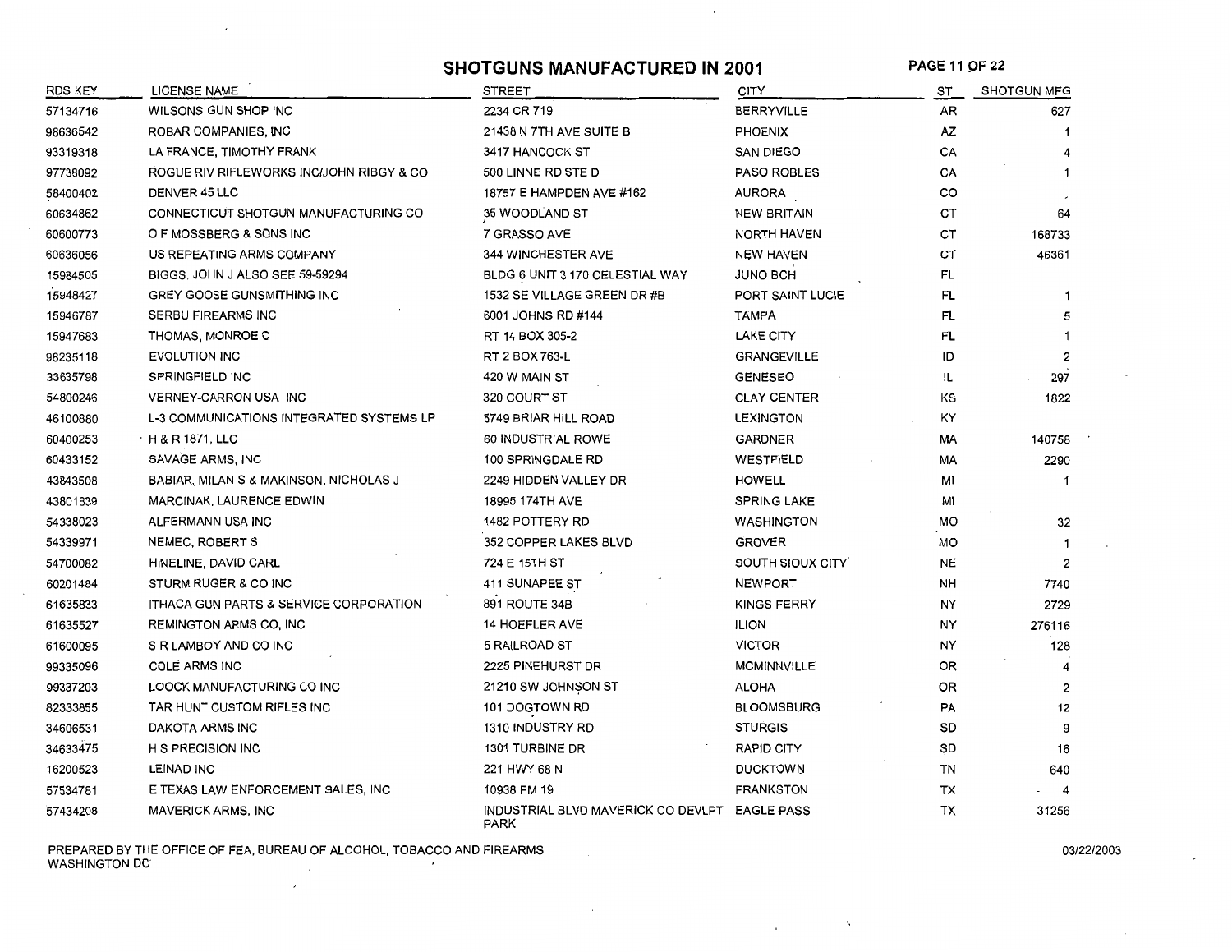# SHOTGUNS MANUFACTURED IN 2001

| RDS KEY | LICENSE NAME | STREET | CITY | ST | SHOTGUN MFG |
|---|---|---|---|---|---|
| 57134716 | WILSONS GUN SHOP INC | 2234 CR 719 | BERRYVILLE | AR | 627 |
| 98636542 | ROBAR COMPANIES, INC | 21438 N 7TH AVE SUITE B | PHOENIX | AZ | 1 |
| 93319318 | LA FRANCE, TIMOTHY FRANK | 3417 HANCOCK ST | SAN DIEGO | CA | 4 |
| 97738092 | ROGUE RIV RIFLEWORKS INC/JOHN RIGBY & CO | 500 LINNE RD STE D | PASO ROBLES | CA | 1 |
| 58400402 | DENVER 45 LLC | 18757 E HAMPDEN AVE #162 | AURORA | CO | |
| 60634862 | CONNECTICUT SHOTGUN MANUFACTURING CO | 35 WOODLAND ST | NEW BRITAIN | CT | 64 |
| 60600773 | O F MOSSBERG & SONS INC | 7 GRASSO AVE | NORTH HAVEN | CT | 168733 |
| 60636056 | US REPEATING ARMS COMPANY | 344 WINCHESTER AVE | NEW HAVEN | CT | 46361 |
| 15984505 | BIGGS, JOHN J ALSO SEE 59-59294 | BLDG 6 UNIT 3 170 CELESTIAL WAY | JUNO BCH | FL | |
| 15948427 | GREY GOOSE GUNSMITHING INC | 1532 SE VILLAGE GREEN DR #B | PORT SAINT LUCIE | FL | 1 |
| 15946787 | SERBU FIREARMS INC | 6001 JOHNS RD #144 | TAMPA | FL | 5 |
| 15947683 | THOMAS, MONROE C | RT 14 BOX 305-2 | LAKE CITY | FL | 1 |
| 98235118 | EVOLUTION INC | RT 2 BOX 763-L | GRANGEVILLE | ID | 2 |
| 33635798 | SPRINGFIELD INC | 420 W MAIN ST | GENESEO | IL | 297 |
| 54800246 | VERNEY-CARRON USA INC | 320 COURT ST | CLAY CENTER | KS | 1822 |
| 46100880 | L-3 COMMUNICATIONS INTEGRATED SYSTEMS LP | 5749 BRIAR HILL ROAD | LEXINGTON | KY | |
| 60400253 | H & R 1871, LLC | 60 INDUSTRIAL ROWE | GARDNER | MA | 140758 |
| 60433152 | SAVAGE ARMS, INC | 100 SPRINGDALE RD | WESTFIELD | MA | 2290 |
| 43843508 | BABIAR, MILAN S & MAKINSON, NICHOLAS J | 2249 HIDDEN VALLEY DR | HOWELL | MI | 1 |
| 43801839 | MARCINAK, LAURENCE EDWIN | 18995 174TH AVE | SPRING LAKE | MI | |
| 54338023 | ALFERMANN USA INC | 1482 POTTERY RD | WASHINGTON | MO | 32 |
| 54339971 | NEMEC, ROBERT S | 352 COPPER LAKES BLVD | GROVER | MO | 1 |
| 54700082 | HINELINE, DAVID CARL | 724 E 15TH ST | SOUTH SIOUX CITY | NE | 2 |
| 60201484 | STURM RUGER & CO INC | 411 SUNAPEE ST | NEWPORT | NH | 7740 |
| 61635833 | ITHACA GUN PARTS & SERVICE CORPORATION | 891 ROUTE 34B | KINGS FERRY | NY | 2729 |
| 61635527 | REMINGTON ARMS CO, INC | 14 HOEFLER AVE | ILION | NY | 276116 |
| 61600095 | S R LAMBOY AND CO INC | 5 RAILROAD ST | VICTOR | NY | 128 |
| 99335096 | COLE ARMS INC | 2225 PINEHURST DR | MCMINNVILLE | OR | 4 |
| 99337203 | LOOCK MANUFACTURING CO INC | 21210 SW JOHNSON ST | ALOHA | OR | 2 |
| 82333855 | TAR HUNT CUSTOM RIFLES INC | 101 DOGTOWN RD | BLOOMSBURG | PA | 12 |
| 34606531 | DAKOTA ARMS INC | 1310 INDUSTRY RD | STURGIS | SD | 9 |
| 34633475 | H S PRECISION INC | 1301 TURBINE DR | RAPID CITY | SD | 16 |
| 16200523 | LEINAD INC | 221 HWY 68 N | DUCKTOWN | TN | 640 |
| 57534781 | E TEXAS LAW ENFORCEMENT SALES, INC | 10938 FM 19 | FRANKSTON | TX | 4 |
| 57434208 | MAVERICK ARMS, INC | INDUSTRIAL BLVD MAVERICK CO DEVLPT PARK | EAGLE PASS | TX | 31256 |

PREPARED BY THE OFFICE OF FEA, BUREAU OF ALCOHOL, TOBACCO AND FIREARMS
WASHINGTON DC

03/22/2003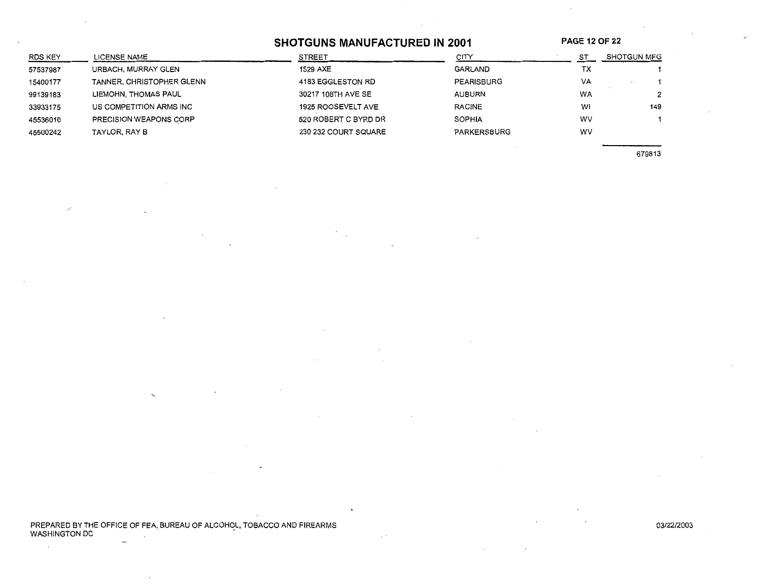## SHOTGUNS MANUFACTURED IN 2001

| RDS KEY | LICENSE NAME | STREET | CITY | ST | SHOTGUN MFG |
|---|---|---|---|---|---|
| 57537987 | URBACH, MURRAY GLEN | 1529 AXE | GARLAND | TX | 1 |
| 15400177 | TANNER, CHRISTOPHER GLENN | 4183 EGGLESTON RD | PEARISBURG | VA | 1 |
| 99139183 | LIEMOHN, THOMAS PAUL | 30217 108TH AVE SE | AUBURN | WA | 2 |
| 33933175 | US COMPETITION ARMS INC | 1925 ROOSEVELT AVE | RACINE | WI | 149 |
| 45536010 | PRECISION WEAPONS CORP | 520 ROBERT C BYRD DR | SOPHIA | WV | 1 |
| 45500242 | TAYLOR, RAY B | 230 232 COURT SQUARE | PARKERSBURG | WV | |
| | | | | | 679813 |

PREPARED BY THE OFFICE OF FEA, BUREAU OF ALCOHOL, TOBACCO AND FIREARMS
WASHINGTON DC

03/22/2003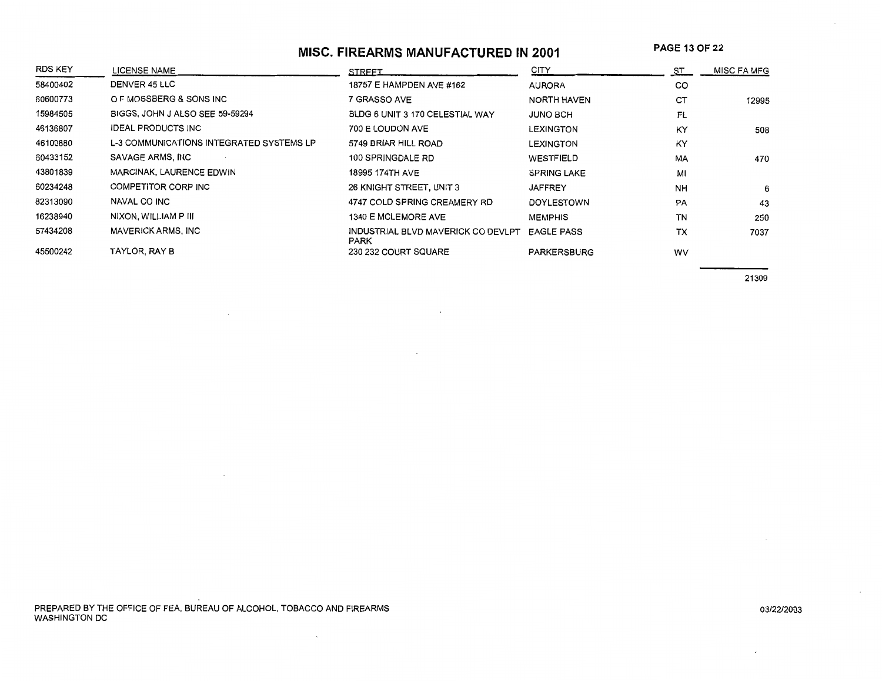# MISC. FIREARMS MANUFACTURED IN 2001

| RDS KEY | LICENSE NAME | STREET | CITY | ST | MISC FA MFG |
|---|---|---|---|---|---|
| 58400402 | DENVER 45 LLC | 18757 E HAMPDEN AVE #162 | AURORA | CO | |
| 60600773 | O F MOSSBERG & SONS INC | 7 GRASSO AVE | NORTH HAVEN | CT | 12995 |
| 15984505 | BIGGS, JOHN J ALSO SEE 59-59294 | BLDG 6 UNIT 3 170 CELESTIAL WAY | JUNO BCH | FL | |
| 46136807 | IDEAL PRODUCTS INC | 700 E LOUDON AVE | LEXINGTON | KY | 508 |
| 46100880 | L-3 COMMUNICATIONS INTEGRATED SYSTEMS LP | 5749 BRIAR HILL ROAD | LEXINGTON | KY | |
| 60433152 | SAVAGE ARMS, INC | 100 SPRINGDALE RD | WESTFIELD | MA | 470 |
| 43801839 | MARCINAK, LAURENCE EDWIN | 18995 174TH AVE | SPRING LAKE | MI | |
| 60234248 | COMPETITOR CORP INC | 26 KNIGHT STREET, UNIT 3 | JAFFREY | NH | 6 |
| 82313090 | NAVAL CO INC | 4747 COLD SPRING CREAMERY RD | DOYLESTOWN | PA | 43 |
| 16238940 | NIXON, WILLIAM P III | 1340 E MCLEMORE AVE | MEMPHIS | TN | 250 |
| 57434208 | MAVERICK ARMS, INC | INDUSTRIAL BLVD MAVERICK CO DEVLPT PARK | EAGLE PASS | TX | 7037 |
| 45500242 | TAYLOR, RAY B | 230 232 COURT SQUARE | PARKERSBURG | WV | |
| | | | | | 21309 |

PREPARED BY THE OFFICE OF FEA, BUREAU OF ALCOHOL, TOBACCO AND FIREARMS
WASHINGTON DC

03/22/2003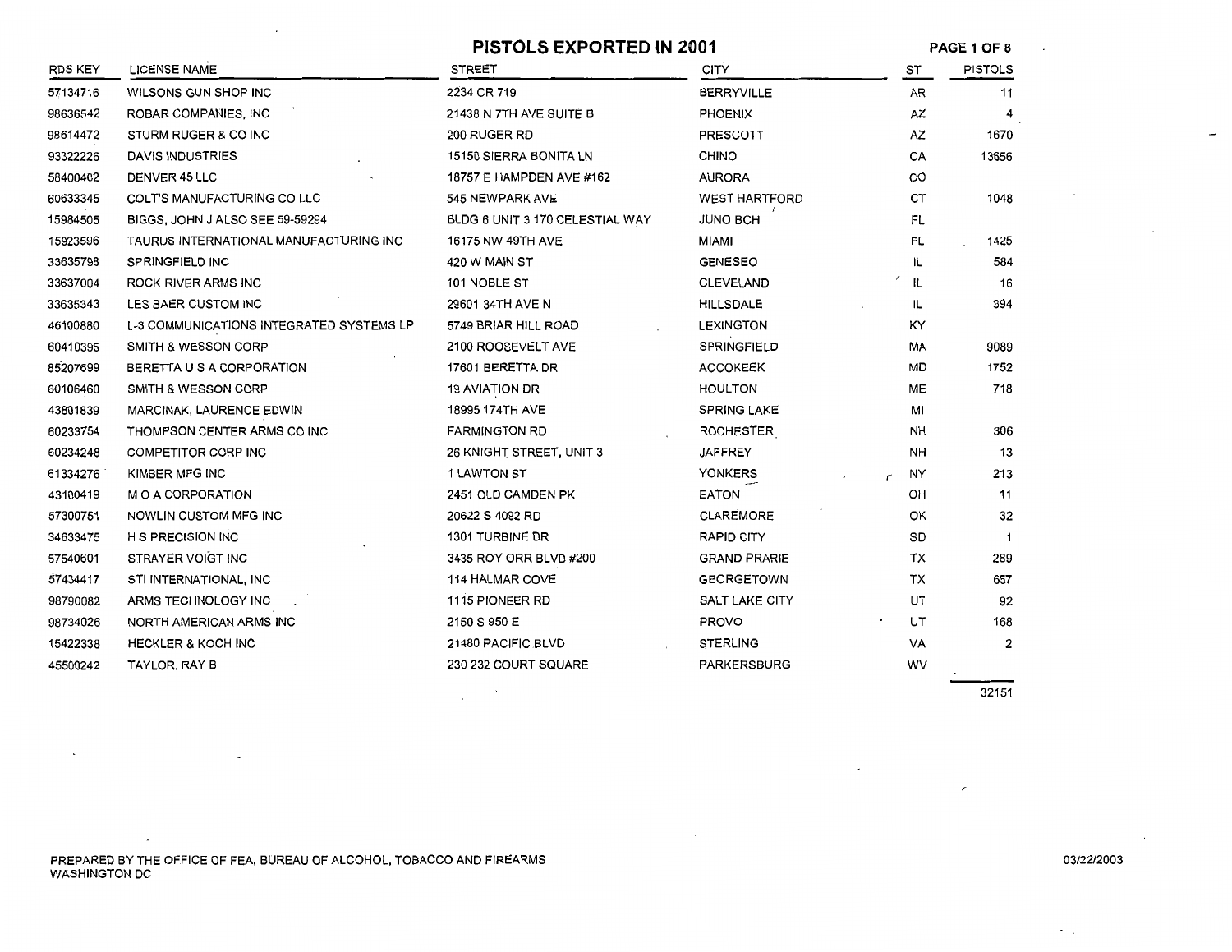# PISTOLS EXPORTED IN 2001

| RDS KEY | LICENSE NAME | STREET | CITY | ST | PISTOLS |
|---|---|---|---|---|---|
| 57134716 | WILSONS GUN SHOP INC | 2234 CR 719 | BERRYVILLE | AR | 11 |
| 98636542 | ROBAR COMPANIES, INC | 21438 N 7TH AVE SUITE B | PHOENIX | AZ | 4 |
| 98614472 | STURM RUGER & CO INC | 200 RUGER RD | PRESCOTT | AZ | 1670 |
| 93322226 | DAVIS INDUSTRIES | 15150 SIERRA BONITA LN | CHINO | CA | 13656 |
| 58400402 | DENVER 45 LLC | 18757 E HAMPDEN AVE #162 | AURORA | CO | |
| 60633345 | COLT'S MANUFACTURING CO LLC | 545 NEWPARK AVE | WEST HARTFORD | CT | 1048 |
| 15984505 | BIGGS, JOHN J ALSO SEE 59-59294 | BLDG 6 UNIT 3 170 CELESTIAL WAY | JUNO BCH | FL | |
| 15923596 | TAURUS INTERNATIONAL MANUFACTURING INC | 16175 NW 49TH AVE | MIAMI | FL | 1425 |
| 33635798 | SPRINGFIELD INC | 420 W MAIN ST | GENESEO | IL | 584 |
| 33637004 | ROCK RIVER ARMS INC | 101 NOBLE ST | CLEVELAND | IL | 16 |
| 33635343 | LES BAER CUSTOM INC | 29601 34TH AVE N | HILLSDALE | IL | 394 |
| 46100880 | L-3 COMMUNICATIONS INTEGRATED SYSTEMS LP | 5749 BRIAR HILL ROAD | LEXINGTON | KY | |
| 60410395 | SMITH & WESSON CORP | 2100 ROOSEVELT AVE | SPRINGFIELD | MA | 9089 |
| 85207699 | BERETTA U S A CORPORATION | 17601 BERETTA DR | ACCOKEEK | MD | 1752 |
| 60106460 | SMITH & WESSON CORP | 19 AVIATION DR | HOULTON | ME | 718 |
| 43801839 | MARCINAK, LAURENCE EDWIN | 18995 174TH AVE | SPRING LAKE | MI | |
| 60233754 | THOMPSON CENTER ARMS CO INC | FARMINGTON RD | ROCHESTER | NH | 306 |
| 60234248 | COMPETITOR CORP INC | 26 KNIGHT STREET, UNIT 3 | JAFFREY | NH | 13 |
| 61334276 | KIMBER MFG INC | 1 LAWTON ST | YONKERS | NY | 213 |
| 43100419 | M O A CORPORATION | 2451 OLD CAMDEN PK | EATON | OH | 11 |
| 57300751 | NOWLIN CUSTOM MFG INC | 20622 S 4092 RD | CLAREMORE | OK | 32 |
| 34633475 | H S PRECISION INC | 1301 TURBINE DR | RAPID CITY | SD | 1 |
| 57540601 | STRAYER VOIGT INC | 3435 ROY ORR BLVD #200 | GRAND PRARIE | TX | 289 |
| 57434417 | STI INTERNATIONAL, INC | 114 HALMAR COVE | GEORGETOWN | TX | 657 |
| 98790082 | ARMS TECHNOLOGY INC | 1115 PIONEER RD | SALT LAKE CITY | UT | 92 |
| 98734026 | NORTH AMERICAN ARMS INC | 2150 S 950 E | PROVO | UT | 168 |
| 15422338 | HECKLER & KOCH INC | 21480 PACIFIC BLVD | STERLING | VA | 2 |
| 45500242 | TAYLOR, RAY B | 230 232 COURT SQUARE | PARKERSBURG | WV | |
| | | | | | 32151 |

PREPARED BY THE OFFICE OF FEA, BUREAU OF ALCOHOL, TOBACCO AND FIREARMS
WASHINGTON DC

03/22/2003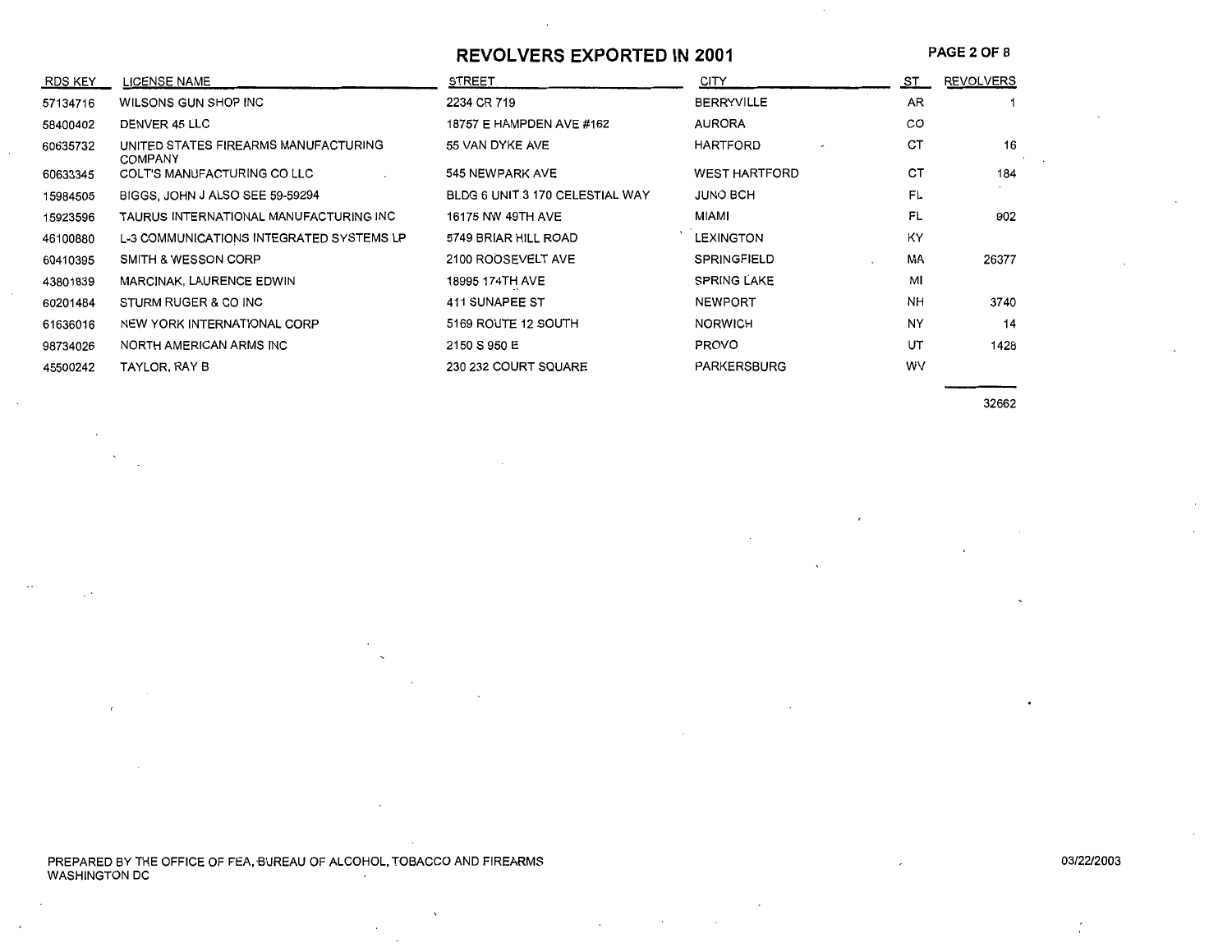# REVOLVERS EXPORTED IN 2001

| RDS KEY | LICENSE NAME | STREET | CITY | ST | REVOLVERS |
|---|---|---|---|---|---|
| 57134716 | WILSONS GUN SHOP INC | 2234 CR 719 | BERRYVILLE | AR | 1 |
| 58400402 | DENVER 45 LLC | 18757 E HAMPDEN AVE #162 | AURORA | CO | |
| 60635732 | UNITED STATES FIREARMS MANUFACTURING COMPANY | 55 VAN DYKE AVE | HARTFORD | CT | 16 |
| 60633345 | COLT'S MANUFACTURING CO LLC | 545 NEWPARK AVE | WEST HARTFORD | CT | 184 |
| 15984505 | BIGGS, JOHN J ALSO SEE 59-59294 | BLDG 6 UNIT 3 170 CELESTIAL WAY | JUNO BCH | FL | |
| 15923596 | TAURUS INTERNATIONAL MANUFACTURING INC | 16175 NW 49TH AVE | MIAMI | FL | 902 |
| 46100880 | L-3 COMMUNICATIONS INTEGRATED SYSTEMS LP | 5749 BRIAR HILL ROAD | LEXINGTON | KY | |
| 60410395 | SMITH & WESSON CORP | 2100 ROOSEVELT AVE | SPRINGFIELD | MA | 26377 |
| 43801839 | MARCINAK, LAURENCE EDWIN | 18995 174TH AVE | SPRING LAKE | MI | |
| 60201484 | STURM RUGER & CO INC | 411 SUNAPEE ST | NEWPORT | NH | 3740 |
| 61636016 | NEW YORK INTERNATIONAL CORP | 5169 ROUTE 12 SOUTH | NORWICH | NY | 14 |
| 98734026 | NORTH AMERICAN ARMS INC | 2150 S 950 E | PROVO | UT | 1428 |
| 45500242 | TAYLOR, RAY B | 230 232 COURT SQUARE | PARKERSBURG | WV | |
| | | | | | 32662 |

PREPARED BY THE OFFICE OF FEA, BUREAU OF ALCOHOL, TOBACCO AND FIREARMS
WASHINGTON DC

03/22/2003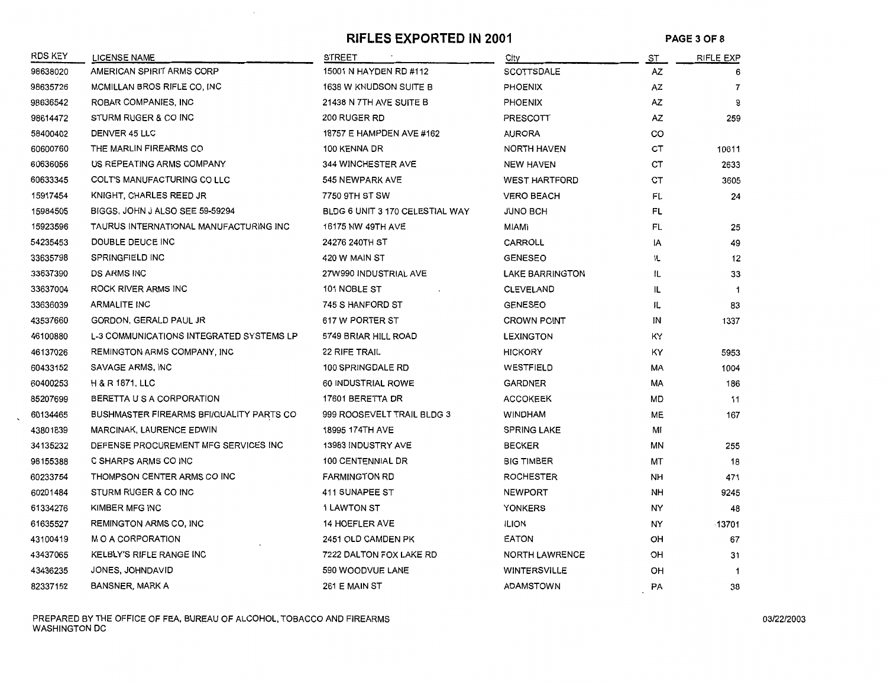# RIFLES EXPORTED IN 2001

| RDS KEY | LICENSE NAME | STREET | City | ST | RIFLE EXP |
|---|---|---|---|---|---|
| 98638020 | AMERICAN SPIRIT ARMS CORP | 15001 N HAYDEN RD #112 | SCOTTSDALE | AZ | 6 |
| 98635726 | MCMILLAN BROS RIFLE CO, INC | 1638 W KNUDSON SUITE B | PHOENIX | AZ | 7 |
| 98636542 | ROBAR COMPANIES, INC | 21438 N 7TH AVE SUITE B | PHOENIX | AZ | 9 |
| 98614472 | STURM RUGER & CO INC | 200 RUGER RD | PRESCOTT | AZ | 259 |
| 58400402 | DENVER 45 LLC | 18757 E HAMPDEN AVE #162 | AURORA | CO | |
| 60600760 | THE MARLIN FIREARMS CO | 100 KENNA DR | NORTH HAVEN | CT | 10611 |
| 60636056 | US REPEATING ARMS COMPANY | 344 WINCHESTER AVE | NEW HAVEN | CT | 2633 |
| 60633345 | COLT'S MANUFACTURING CO LLC | 545 NEWPARK AVE | WEST HARTFORD | CT | 3605 |
| 15917454 | KNIGHT, CHARLES REED JR | 7750 9TH ST SW | VERO BEACH | FL | 24 |
| 15984505 | BIGGS, JOHN J ALSO SEE 59-59294 | BLDG 6 UNIT 3 170 CELESTIAL WAY | JUNO BCH | FL | |
| 15923596 | TAURUS INTERNATIONAL MANUFACTURING INC | 16175 NW 49TH AVE | MIAMI | FL | 25 |
| 54235453 | DOUBLE DEUCE INC | 24276 240TH ST | CARROLL | IA | 49 |
| 33635798 | SPRINGFIELD INC | 420 W MAIN ST | GENESEO | IL | 12 |
| 33637390 | DS ARMS INC | 27W990 INDUSTRIAL AVE | LAKE BARRINGTON | IL | 33 |
| 33637004 | ROCK RIVER ARMS INC | 101 NOBLE ST | CLEVELAND | IL | 1 |
| 33636039 | ARMALITE INC | 745 S HANFORD ST | GENESEO | IL | 83 |
| 43537660 | GORDON, GERALD PAUL JR | 617 W PORTER ST | CROWN POINT | IN | 1337 |
| 46100880 | L-3 COMMUNICATIONS INTEGRATED SYSTEMS LP | 5749 BRIAR HILL ROAD | LEXINGTON | KY | |
| 46137026 | REMINGTON ARMS COMPANY, INC | 22 RIFLE TRAIL | HICKORY | KY | 5953 |
| 60433152 | SAVAGE ARMS, INC | 100 SPRINGDALE RD | WESTFIELD | MA | 1004 |
| 60400253 | H & R 1871, LLC | 60 INDUSTRIAL ROWE | GARDNER | MA | 186 |
| 85207699 | BERETTA U S A CORPORATION | 17601 BERETTA DR | ACCOKEEK | MD | 11 |
| 60134465 | BUSHMASTER FIREARMS BFI/QUALITY PARTS CO | 999 ROOSEVELT TRAIL BLDG 3 | WINDHAM | ME | 167 |
| 43801839 | MARCINAK, LAURENCE EDWIN | 18995 174TH AVE | SPRING LAKE | MI | |
| 34135232 | DEFENSE PROCUREMENT MFG SERVICES INC | 13983 INDUSTRY AVE | BECKER | MN | 255 |
| 98155388 | C SHARPS ARMS CO INC | 100 CENTENNIAL DR | BIG TIMBER | MT | 18 |
| 60233754 | THOMPSON CENTER ARMS CO INC | FARMINGTON RD | ROCHESTER | NH | 471 |
| 60201484 | STURM RUGER & CO INC | 411 SUNAPEE ST | NEWPORT | NH | 9245 |
| 61334276 | KIMBER MFG INC | 1 LAWTON ST | YONKERS | NY | 48 |
| 61635527 | REMINGTON ARMS CO, INC | 14 HOEFLER AVE | ILION | NY | 13701 |
| 43100419 | M O A CORPORATION | 2451 OLD CAMDEN PK | EATON | OH | 67 |
| 43437065 | KELBLY'S RIFLE RANGE INC | 7222 DALTON FOX LAKE RD | NORTH LAWRENCE | OH | 31 |
| 43436235 | JONES, JOHNDAVID | 590 WOODVUE LANE | WINTERSVILLE | OH | 1 |
| 82337152 | BANSNER, MARK A | 261 E MAIN ST | ADAMSTOWN | PA | 38 |

PREPARED BY THE OFFICE OF FEA, BUREAU OF ALCOHOL, TOBACCO AND FIREARMS
WASHINGTON DC

03/22/2003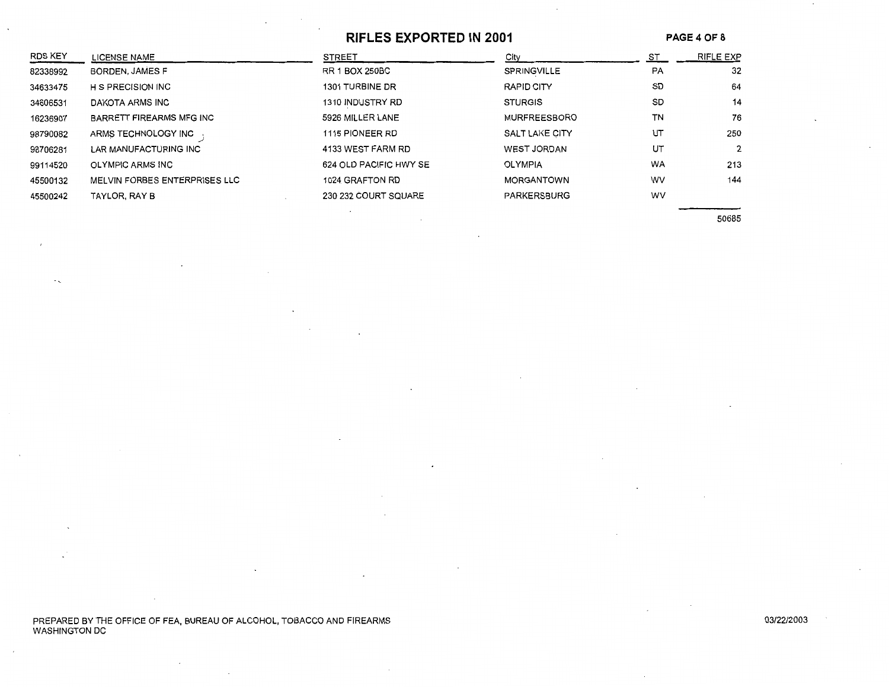# RIFLES EXPORTED IN 2001

| RDS KEY | LICENSE NAME | STREET | City | ST | RIFLE EXP |
|---|---|---|---|---|---|
| 82338992 | BORDEN, JAMES F | RR 1 BOX 250BC | SPRINGVILLE | PA | 32 |
| 34633475 | H S PRECISION INC | 1301 TURBINE DR | RAPID CITY | SD | 64 |
| 34606531 | DAKOTA ARMS INC | 1310 INDUSTRY RD | STURGIS | SD | 14 |
| 16236907 | BARRETT FIREARMS MFG INC | 5926 MILLER LANE | MURFREESBORO | TN | 76 |
| 98790082 | ARMS TECHNOLOGY INC | 1115 PIONEER RD | SALT LAKE CITY | UT | 250 |
| 98706281 | LAR MANUFACTURING INC | 4133 WEST FARM RD | WEST JORDAN | UT | 2 |
| 99114520 | OLYMPIC ARMS INC | 624 OLD PACIFIC HWY SE | OLYMPIA | WA | 213 |
| 45500132 | MELVIN FORBES ENTERPRISES LLC | 1024 GRAFTON RD | MORGANTOWN | WV | 144 |
| 45500242 | TAYLOR, RAY B | 230 232 COURT SQUARE | PARKERSBURG | WV | |
| | | | | | 50685 |

PREPARED BY THE OFFICE OF FEA, BUREAU OF ALCOHOL, TOBACCO AND FIREARMS
WASHINGTON DC

03/22/2003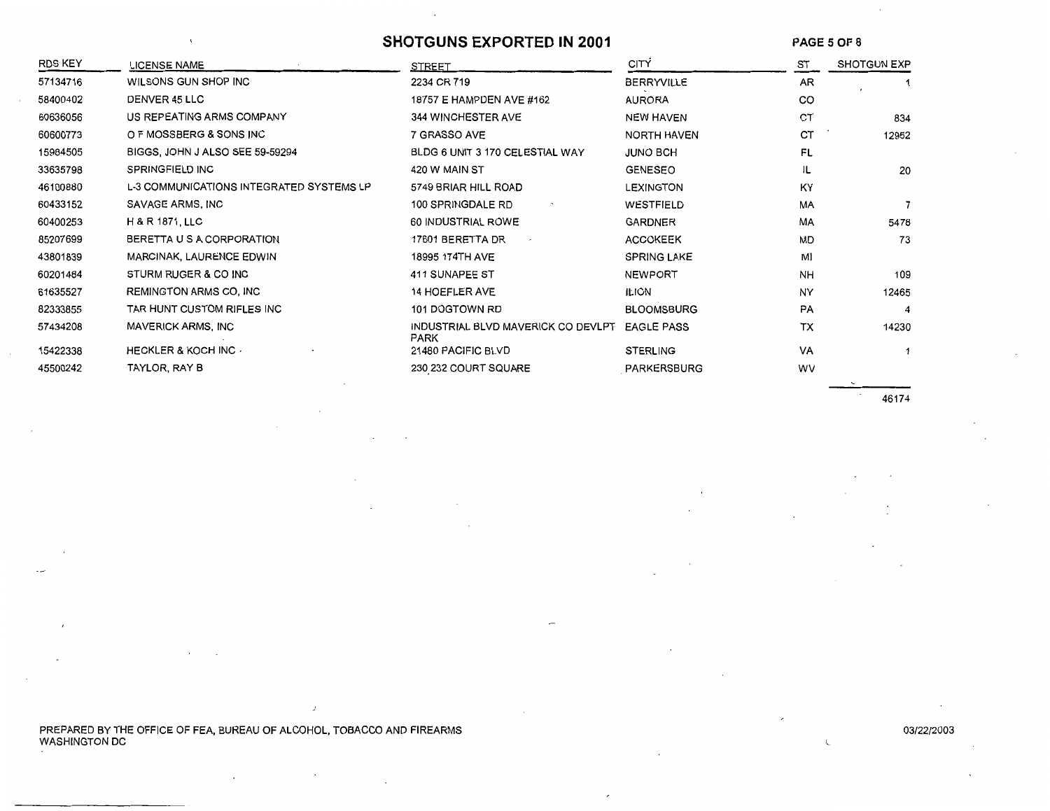# SHOTGUNS EXPORTED IN 2001

| RDS KEY | LICENSE NAME | STREET | CITY | ST | SHOTGUN EXP |
|---|---|---|---|---|---|
| 57134716 | WILSONS GUN SHOP INC | 2234 CR 719 | BERRYVILLE | AR | 1 |
| 58400402 | DENVER 45 LLC | 18757 E HAMPDEN AVE #162 | AURORA | CO | |
| 60636056 | US REPEATING ARMS COMPANY | 344 WINCHESTER AVE | NEW HAVEN | CT | 834 |
| 60600773 | O F MOSSBERG & SONS INC | 7 GRASSO AVE | NORTH HAVEN | CT | 12952 |
| 15984505 | BIGGS, JOHN J ALSO SEE 59-59294 | BLDG 6 UNIT 3 170 CELESTIAL WAY | JUNO BCH | FL | |
| 33635798 | SPRINGFIELD INC | 420 W MAIN ST | GENESEO | IL | 20 |
| 46100880 | L-3 COMMUNICATIONS INTEGRATED SYSTEMS LP | 5749 BRIAR HILL ROAD | LEXINGTON | KY | |
| 60433152 | SAVAGE ARMS, INC | 100 SPRINGDALE RD | WESTFIELD | MA | 7 |
| 60400253 | H & R 1871, LLC | 60 INDUSTRIAL ROWE | GARDNER | MA | 5478 |
| 85207699 | BERETTA U S A CORPORATION | 17601 BERETTA DR | ACCOKEEK | MD | 73 |
| 43801839 | MARCINAK, LAURENCE EDWIN | 18995 174TH AVE | SPRING LAKE | MI | |
| 60201484 | STURM RUGER & CO INC | 411 SUNAPEE ST | NEWPORT | NH | 109 |
| 61635527 | REMINGTON ARMS CO, INC | 14 HOEFLER AVE | ILION | NY | 12465 |
| 82333855 | TAR HUNT CUSTOM RIFLES INC | 101 DOGTOWN RD | BLOOMSBURG | PA | 4 |
| 57434208 | MAVERICK ARMS, INC | INDUSTRIAL BLVD MAVERICK CO DEVLPT PARK | EAGLE PASS | TX | 14230 |
| 15422338 | HECKLER & KOCH INC | 21480 PACIFIC BLVD | STERLING | VA | 1 |
| 45500242 | TAYLOR, RAY B | 230 232 COURT SQUARE | PARKERSBURG | WV | |
| | | | | | 46174 |

PREPARED BY THE OFFICE OF FEA, BUREAU OF ALCOHOL, TOBACCO AND FIREARMS
WASHINGTON DC

03/22/2003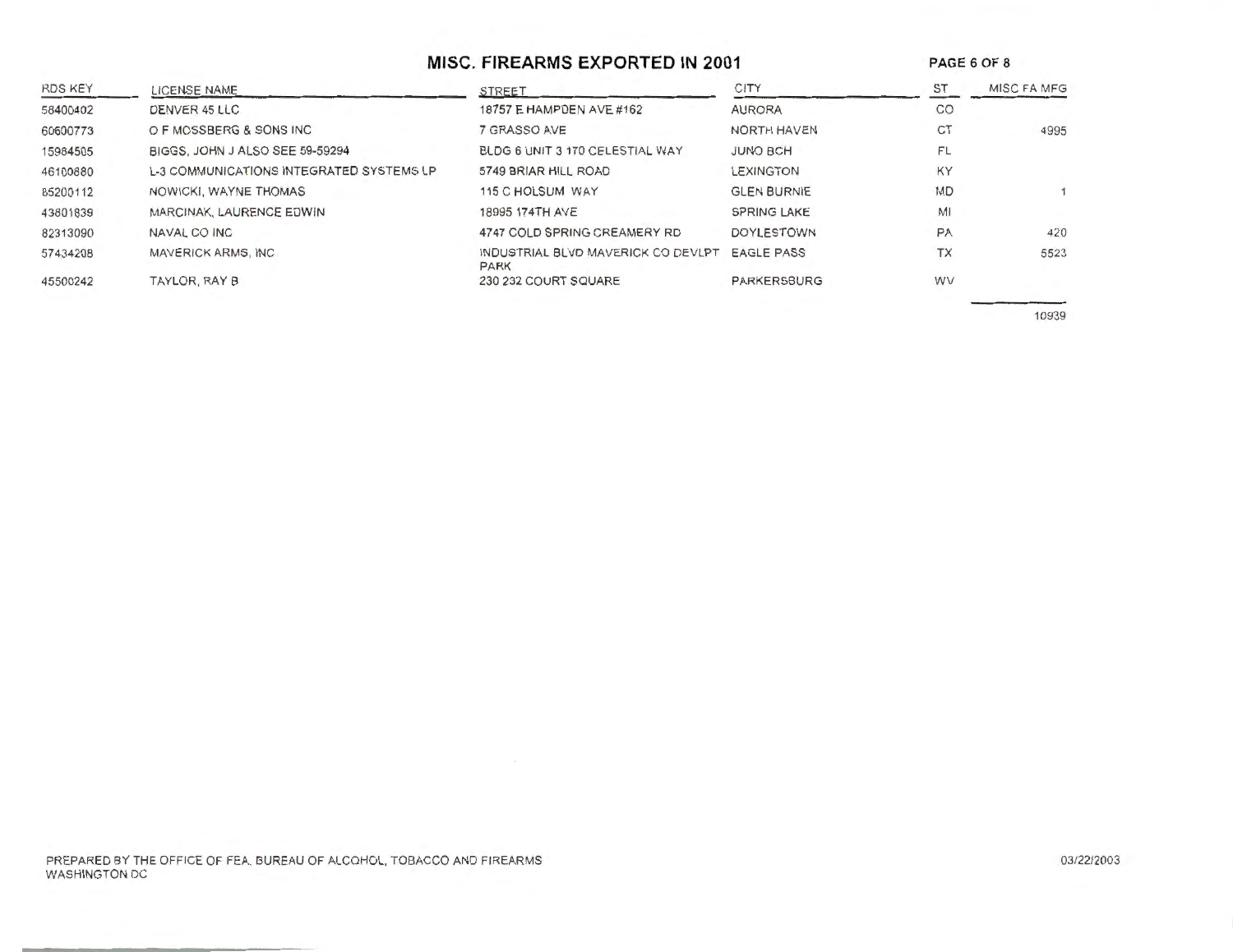# MISC. FIREARMS EXPORTED IN 2001

| RDS KEY | LICENSE NAME | STREET | CITY | ST | MISC FA MFG |
|---|---|---|---|---|---|
| 58400402 | DENVER 45 LLC | 18757 E HAMPDEN AVE #162 | AURORA | CO | |
| 60600773 | O F MOSSBERG & SONS INC | 7 GRASSO AVE | NORTH HAVEN | CT | 4995 |
| 15984505 | BIGGS, JOHN J ALSO SEE 59-59294 | BLDG 6 UNIT 3 170 CELESTIAL WAY | JUNO BCH | FL | |
| 46100880 | L-3 COMMUNICATIONS INTEGRATED SYSTEMS LP | 5749 BRIAR HILL ROAD | LEXINGTON | KY | |
| 85200112 | NOWICKI, WAYNE THOMAS | 115 C HOLSUM WAY | GLEN BURNIE | MD | 1 |
| 43801839 | MARCINAK, LAURENCE EDWIN | 18995 174TH AVE | SPRING LAKE | MI | |
| 82313090 | NAVAL CO INC | 4747 COLD SPRING CREAMERY RD | DOYLESTOWN | PA | 420 |
| 57434208 | MAVERICK ARMS, INC | INDUSTRIAL BLVD MAVERICK CO DEVLPT PARK | EAGLE PASS | TX | 5523 |
| 45500242 | TAYLOR, RAY B | 230 232 COURT SQUARE | PARKERSBURG | WV | |
| | | | | | 10939 |

PREPARED BY THE OFFICE OF FEA, BUREAU OF ALCOHOL, TOBACCO AND FIREARMS
WASHINGTON DC

03/22/2003